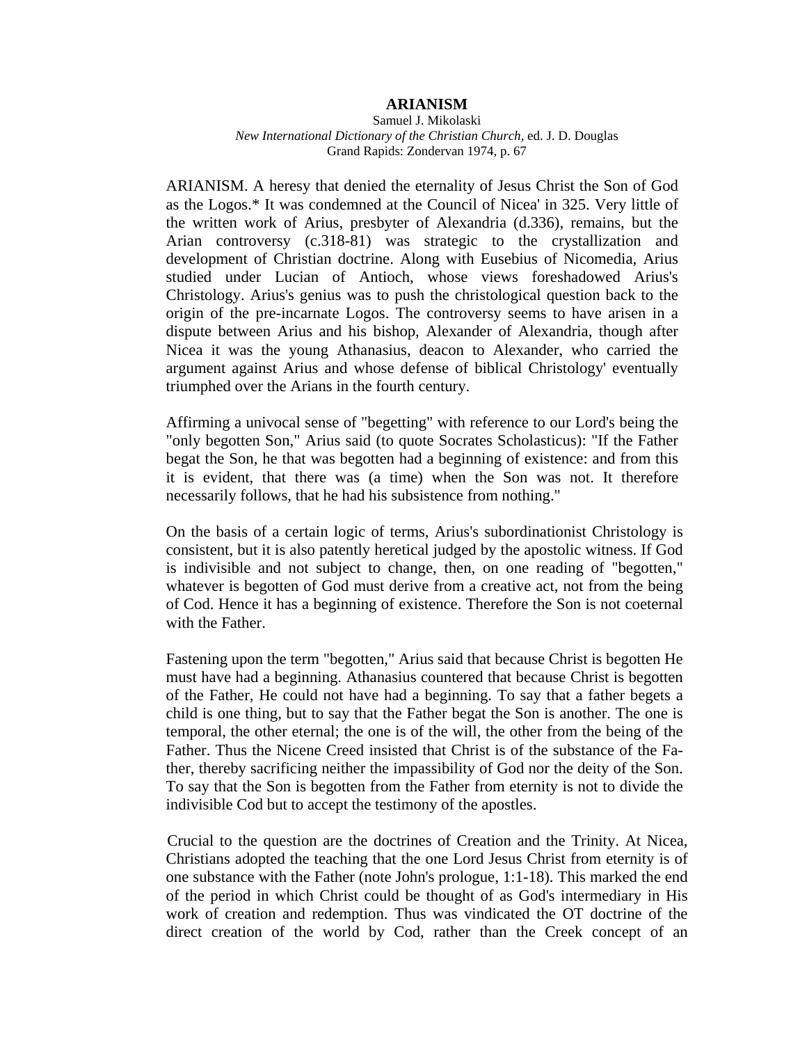**ARIANISM**

Samuel J. Mikolaski

*New International Dictionary of the Christian Church*, ed. J. D. Douglas

Grand Rapids: Zondervan 1974, p. 67

ARIANISM. A heresy that denied the eternality of Jesus Christ the Son of God as the Logos.* It was condemned at the Council of Nicea' in 325. Very little of the written work of Arius, presbyter of Alexandria (d.336), remains, but the Arian controversy (c.318-81) was strategic to the crystallization and development of Christian doctrine. Along with Eusebius of Nicomedia, Arius studied under Lucian of Antioch, whose views foreshadowed Arius's Christology. Arius's genius was to push the christological question back to the origin of the pre-incarnate Logos. The controversy seems to have arisen in a dispute between Arius and his bishop, Alexander of Alexandria, though after Nicea it was the young Athanasius, deacon to Alexander, who carried the argument against Arius and whose defense of biblical Christology' eventually triumphed over the Arians in the fourth century.

Affirming a univocal sense of "begetting" with reference to our Lord's being the "only begotten Son," Arius said (to quote Socrates Scholasticus): "If the Father begat the Son, he that was begotten had a beginning of existence: and from this it is evident, that there was (a time) when the Son was not. It therefore necessarily follows, that he had his subsistence from nothing."

On the basis of a certain logic of terms, Arius's subordinationist Christology is consistent, but it is also patently heretical judged by the apostolic witness. If God is indivisible and not subject to change, then, on one reading of "begotten," whatever is begotten of God must derive from a creative act, not from the being of Cod. Hence it has a beginning of existence. Therefore the Son is not coeternal with the Father.

Fastening upon the term "begotten," Arius said that because Christ is begotten He must have had a beginning. Athanasius countered that because Christ is begotten of the Father, He could not have had a beginning. To say that a father begets a child is one thing, but to say that the Father begat the Son is another. The one is temporal, the other eternal; the one is of the will, the other from the being of the Father. Thus the Nicene Creed insisted that Christ is of the substance of the Father, thereby sacrificing neither the impassibility of God nor the deity of the Son. To say that the Son is begotten from the Father from eternity is not to divide the indivisible Cod but to accept the testimony of the apostles.

Crucial to the question are the doctrines of Creation and the Trinity. At Nicea, Christians adopted the teaching that the one Lord Jesus Christ from eternity is of one substance with the Father (note John's prologue, 1:1-18). This marked the end of the period in which Christ could be thought of as God's intermediary in His work of creation and redemption. Thus was vindicated the OT doctrine of the direct creation of the world by Cod, rather than the Creek concept of an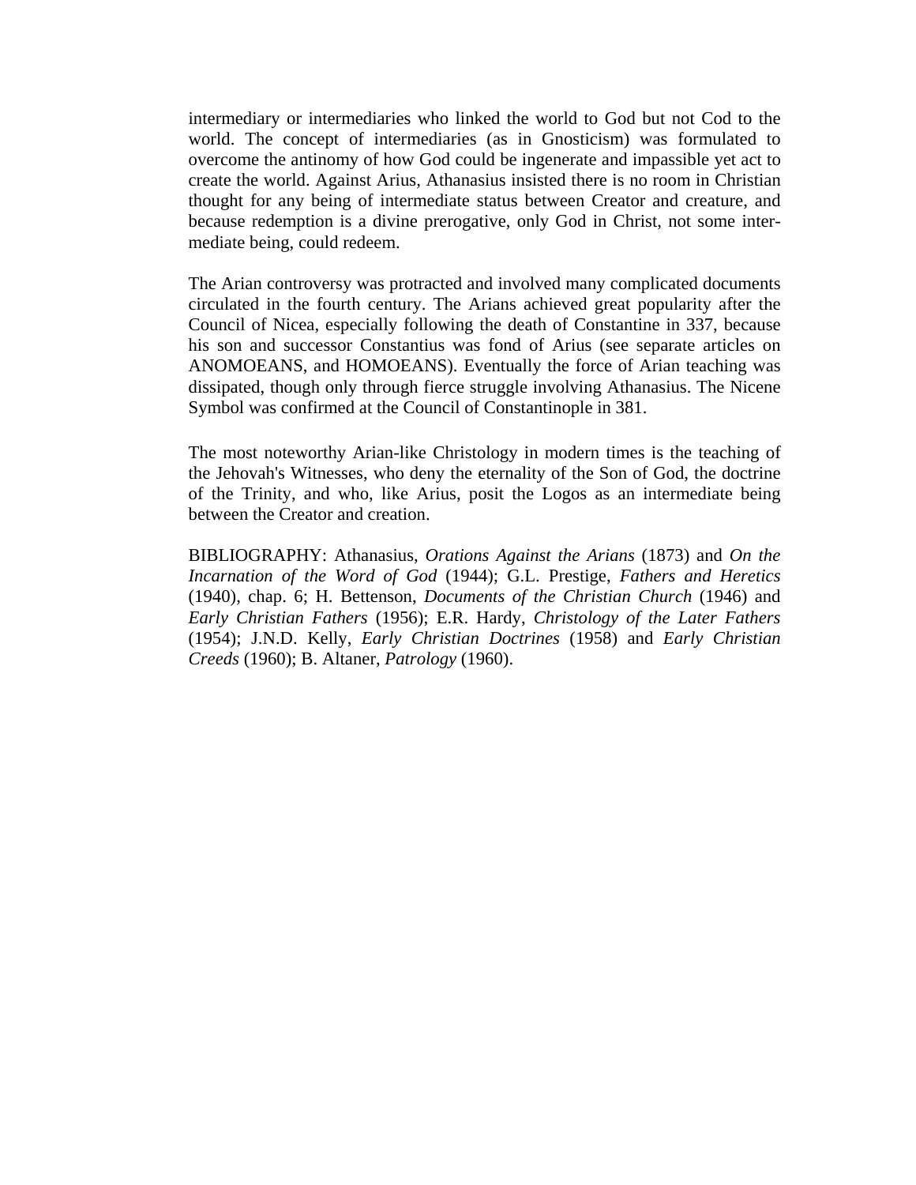intermediary or intermediaries who linked the world to God but not Cod to the world. The concept of intermediaries (as in Gnosticism) was formulated to overcome the antinomy of how God could be ingenerate and impassible yet act to create the world. Against Arius, Athanasius insisted there is no room in Christian thought for any being of intermediate status between Creator and creature, and because redemption is a divine prerogative, only God in Christ, not some intermediate being, could redeem.

The Arian controversy was protracted and involved many complicated documents circulated in the fourth century. The Arians achieved great popularity after the Council of Nicea, especially following the death of Constantine in 337, because his son and successor Constantius was fond of Arius (see separate articles on ANOMOEANS, and HOMOEANS). Eventually the force of Arian teaching was dissipated, though only through fierce struggle involving Athanasius. The Nicene Symbol was confirmed at the Council of Constantinople in 381.

The most noteworthy Arian-like Christology in modern times is the teaching of the Jehovah's Witnesses, who deny the eternality of the Son of God, the doctrine of the Trinity, and who, like Arius, posit the Logos as an intermediate being between the Creator and creation.

BIBLIOGRAPHY: Athanasius, *Orations Against the Arians* (1873) and *On the Incarnation of the Word of God* (1944); G.L. Prestige, *Fathers and Heretics* (1940), chap. 6; H. Bettenson, *Documents of the Christian Church* (1946) and *Early Christian Fathers* (1956); E.R. Hardy, *Christology of the Later Fathers* (1954); J.N.D. Kelly, *Early Christian Doctrines* (1958) and *Early Christian Creeds* (1960); B. Altaner, *Patrology* (1960).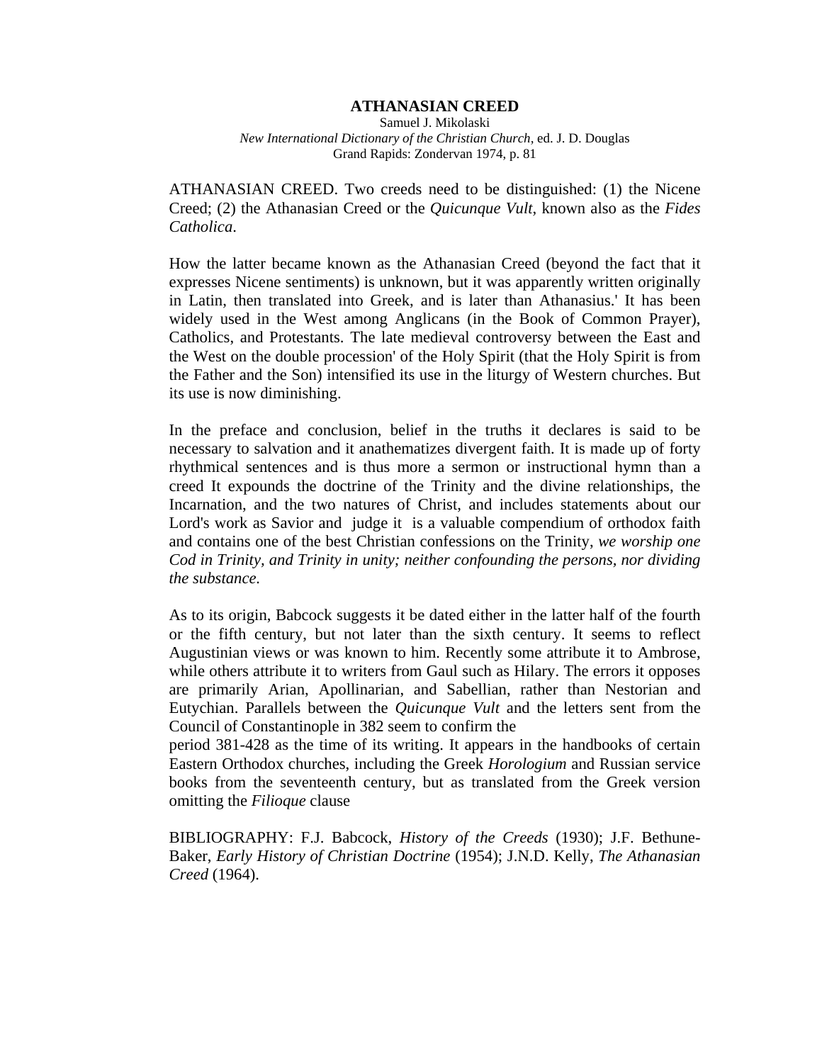# ATHANASIAN CREED

Samuel J. Mikolaski
*New International Dictionary of the Christian Church*, ed. J. D. Douglas
Grand Rapids: Zondervan 1974, p. 81

ATHANASIAN CREED. Two creeds need to be distinguished: (1) the Nicene Creed; (2) the Athanasian Creed or the *Quicunque Vult*, known also as the *Fides Catholica*.

How the latter became known as the Athanasian Creed (beyond the fact that it expresses Nicene sentiments) is unknown, but it was apparently written originally in Latin, then translated into Greek, and is later than Athanasius.' It has been widely used in the West among Anglicans (in the Book of Common Prayer), Catholics, and Protestants. The late medieval controversy between the East and the West on the double procession' of the Holy Spirit (that the Holy Spirit is from the Father and the Son) intensified its use in the liturgy of Western churches. But its use is now diminishing.

In the preface and conclusion, belief in the truths it declares is said to be necessary to salvation and it anathematizes divergent faith. It is made up of forty rhythmical sentences and is thus more a sermon or instructional hymn than a creed It expounds the doctrine of the Trinity and the divine relationships, the Incarnation, and the two natures of Christ, and includes statements about our Lord's work as Savior and judge it is a valuable compendium of orthodox faith and contains one of the best Christian confessions on the Trinity, *we worship one Cod in Trinity, and Trinity in unity; neither confounding the persons, nor dividing the substance.*

As to its origin, Babcock suggests it be dated either in the latter half of the fourth or the fifth century, but not later than the sixth century. It seems to reflect Augustinian views or was known to him. Recently some attribute it to Ambrose, while others attribute it to writers from Gaul such as Hilary. The errors it opposes are primarily Arian, Apollinarian, and Sabellian, rather than Nestorian and Eutychian. Parallels between the *Quicunque Vult* and the letters sent from the Council of Constantinople in 382 seem to confirm the period 381-428 as the time of its writing. It appears in the handbooks of certain Eastern Orthodox churches, including the Greek *Horologium* and Russian service books from the seventeenth century, but as translated from the Greek version omitting the *Filioque* clause

BIBLIOGRAPHY: F.J. Babcock, *History of the Creeds* (1930); J.F. Bethune-Baker, *Early History of Christian Doctrine* (1954); J.N.D. Kelly, *The Athanasian Creed* (1964).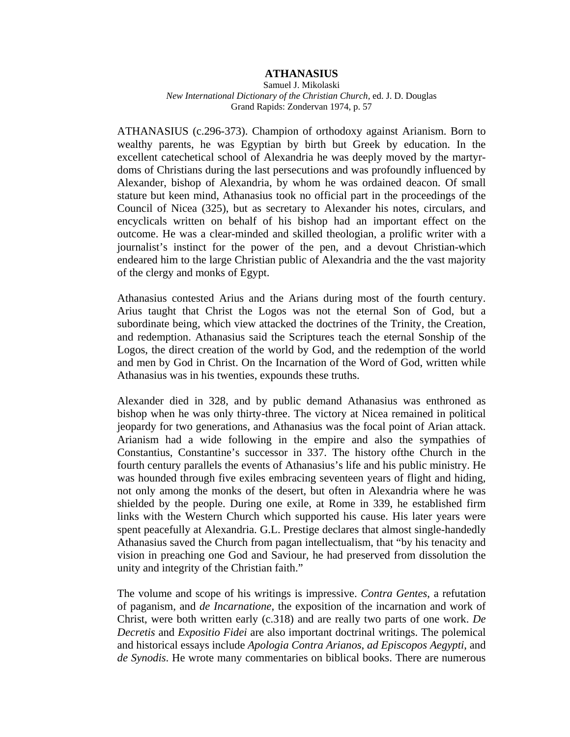# ATHANASIUS

Samuel J. Mikolaski
*New International Dictionary of the Christian Church*, ed. J. D. Douglas
Grand Rapids: Zondervan 1974, p. 57

ATHANASIUS (c.296-373). Champion of orthodoxy against Arianism. Born to wealthy parents, he was Egyptian by birth but Greek by education. In the excellent catechetical school of Alexandria he was deeply moved by the martyrdoms of Christians during the last persecutions and was profoundly influenced by Alexander, bishop of Alexandria, by whom he was ordained deacon. Of small stature but keen mind, Athanasius took no official part in the proceedings of the Council of Nicea (325), but as secretary to Alexander his notes, circulars, and encyclicals written on behalf of his bishop had an important effect on the outcome. He was a clear-minded and skilled theologian, a prolific writer with a journalist's instinct for the power of the pen, and a devout Christian-which endeared him to the large Christian public of Alexandria and the the vast majority of the clergy and monks of Egypt.

Athanasius contested Arius and the Arians during most of the fourth century. Arius taught that Christ the Logos was not the eternal Son of God, but a subordinate being, which view attacked the doctrines of the Trinity, the Creation, and redemption. Athanasius said the Scriptures teach the eternal Sonship of the Logos, the direct creation of the world by God, and the redemption of the world and men by God in Christ. On the Incarnation of the Word of God, written while Athanasius was in his twenties, expounds these truths.

Alexander died in 328, and by public demand Athanasius was enthroned as bishop when he was only thirty-three. The victory at Nicea remained in political jeopardy for two generations, and Athanasius was the focal point of Arian attack. Arianism had a wide following in the empire and also the sympathies of Constantius, Constantine's successor in 337. The history ofthe Church in the fourth century parallels the events of Athanasius's life and his public ministry. He was hounded through five exiles embracing seventeen years of flight and hiding, not only among the monks of the desert, but often in Alexandria where he was shielded by the people. During one exile, at Rome in 339, he established firm links with the Western Church which supported his cause. His later years were spent peacefully at Alexandria. G.L. Prestige declares that almost single-handedly Athanasius saved the Church from pagan intellectualism, that "by his tenacity and vision in preaching one God and Saviour, he had preserved from dissolution the unity and integrity of the Christian faith."

The volume and scope of his writings is impressive. *Contra Gentes*, a refutation of paganism, and *de Incarnatione*, the exposition of the incarnation and work of Christ, were both written early (c.318) and are really two parts of one work. *De Decretis* and *Expositio Fidei* are also important doctrinal writings. The polemical and historical essays include *Apologia Contra Arianos*, *ad Episcopos Aegypti*, and *de Synodis*. He wrote many commentaries on biblical books. There are numerous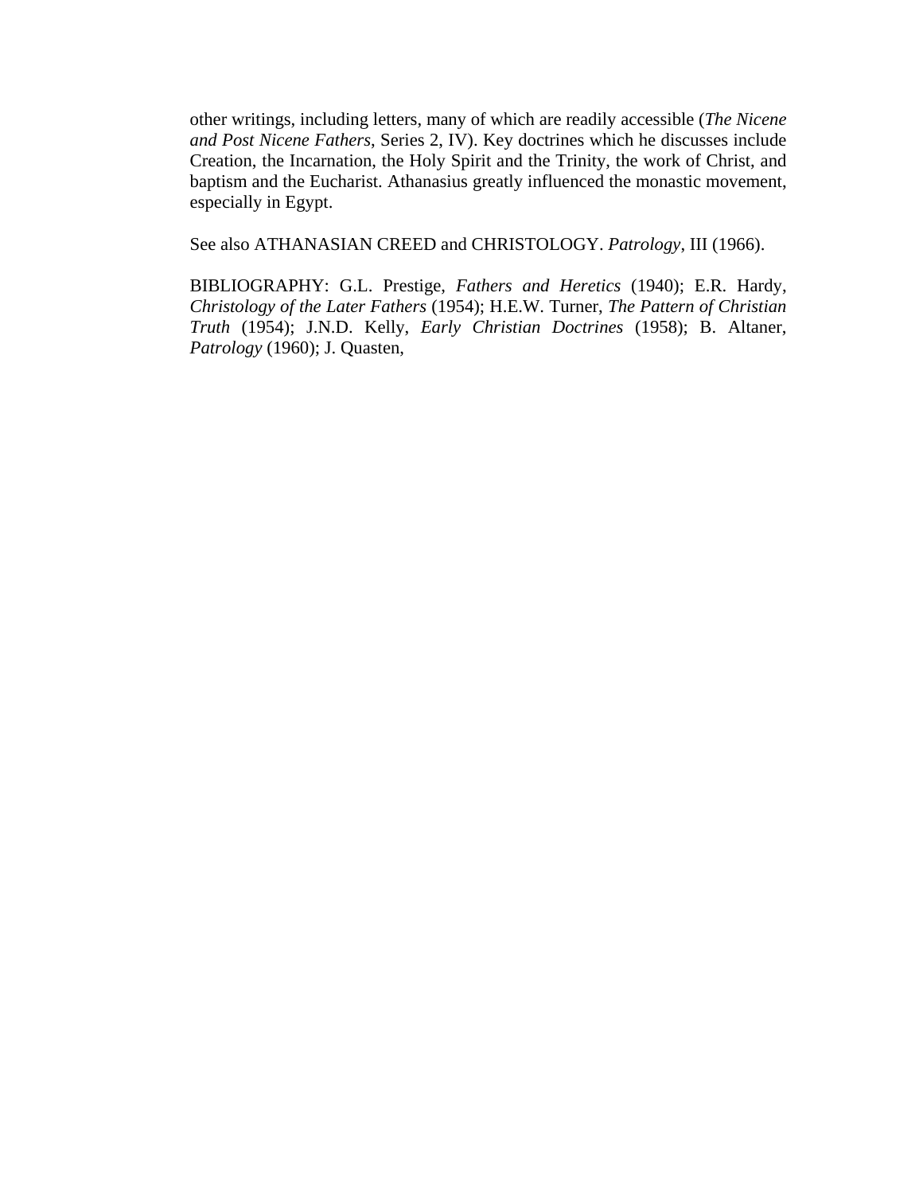other writings, including letters, many of which are readily accessible (*The Nicene and Post Nicene Fathers*, Series 2, IV). Key doctrines which he discusses include Creation, the Incarnation, the Holy Spirit and the Trinity, the work of Christ, and baptism and the Eucharist. Athanasius greatly influenced the monastic movement, especially in Egypt.

See also ATHANASIAN CREED and CHRISTOLOGY. *Patrology*, III (1966).

BIBLIOGRAPHY: G.L. Prestige, *Fathers and Heretics* (1940); E.R. Hardy, *Christology of the Later Fathers* (1954); H.E.W. Turner, *The Pattern of Christian Truth* (1954); J.N.D. Kelly, *Early Christian Doctrines* (1958); B. Altaner, *Patrology* (1960); J. Quasten,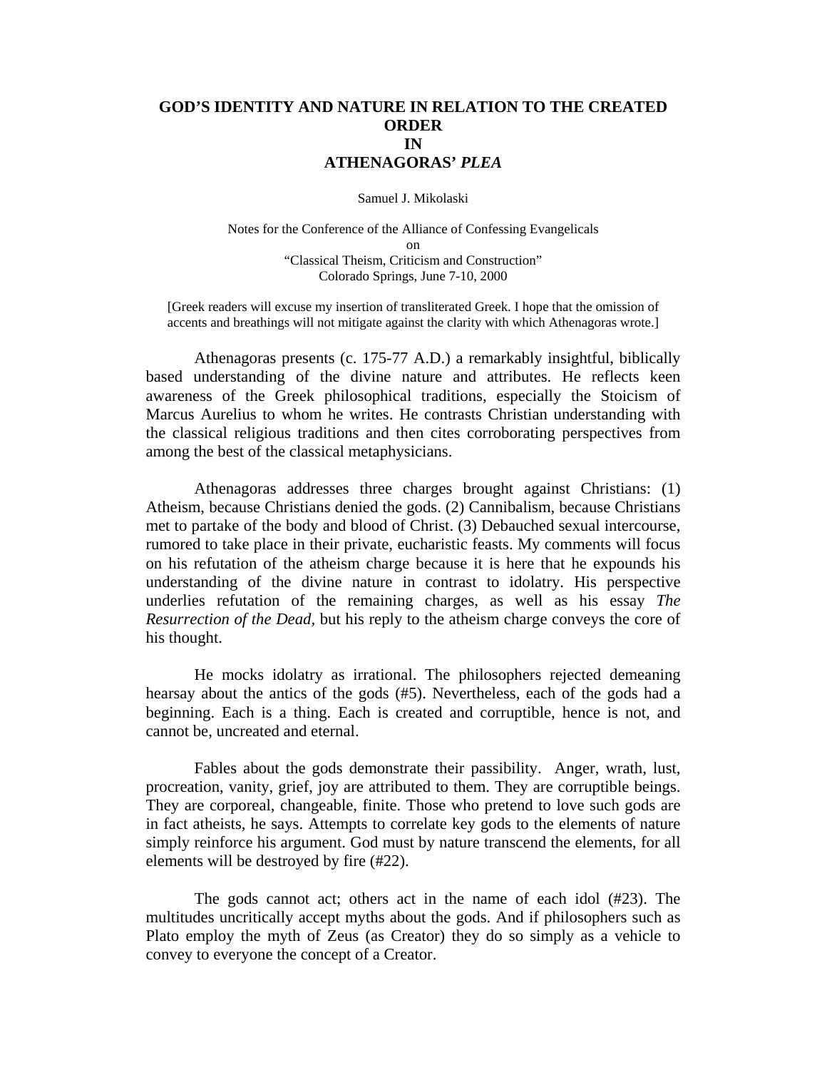# GOD'S IDENTITY AND NATURE IN RELATION TO THE CREATED ORDER IN ATHENAGORAS' *PLEA*

Samuel J. Mikolaski

Notes for the Conference of the Alliance of Confessing Evangelicals
on
"Classical Theism, Criticism and Construction"
Colorado Springs, June 7-10, 2000

[Greek readers will excuse my insertion of transliterated Greek. I hope that the omission of accents and breathings will not mitigate against the clarity with which Athenagoras wrote.]

Athenagoras presents (c. 175-77 A.D.) a remarkably insightful, biblically based understanding of the divine nature and attributes. He reflects keen awareness of the Greek philosophical traditions, especially the Stoicism of Marcus Aurelius to whom he writes. He contrasts Christian understanding with the classical religious traditions and then cites corroborating perspectives from among the best of the classical metaphysicians.

Athenagoras addresses three charges brought against Christians: (1) Atheism, because Christians denied the gods. (2) Cannibalism, because Christians met to partake of the body and blood of Christ. (3) Debauched sexual intercourse, rumored to take place in their private, eucharistic feasts. My comments will focus on his refutation of the atheism charge because it is here that he expounds his understanding of the divine nature in contrast to idolatry. His perspective underlies refutation of the remaining charges, as well as his essay *The Resurrection of the Dead,* but his reply to the atheism charge conveys the core of his thought.

He mocks idolatry as irrational. The philosophers rejected demeaning hearsay about the antics of the gods (#5). Nevertheless, each of the gods had a beginning. Each is a thing. Each is created and corruptible, hence is not, and cannot be, uncreated and eternal.

Fables about the gods demonstrate their passibility. Anger, wrath, lust, procreation, vanity, grief, joy are attributed to them. They are corruptible beings. They are corporeal, changeable, finite. Those who pretend to love such gods are in fact atheists, he says. Attempts to correlate key gods to the elements of nature simply reinforce his argument. God must by nature transcend the elements, for all elements will be destroyed by fire (#22).

The gods cannot act; others act in the name of each idol (#23). The multitudes uncritically accept myths about the gods. And if philosophers such as Plato employ the myth of Zeus (as Creator) they do so simply as a vehicle to convey to everyone the concept of a Creator.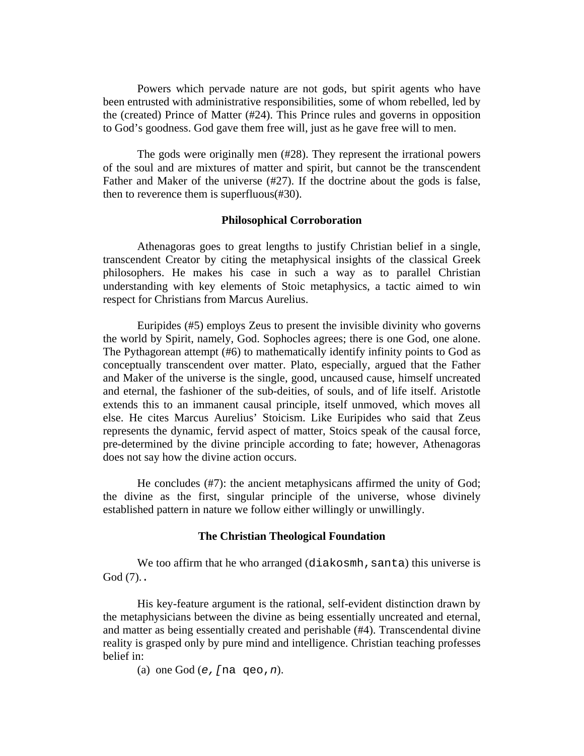Powers which pervade nature are not gods, but spirit agents who have been entrusted with administrative responsibilities, some of whom rebelled, led by the (created) Prince of Matter (#24). This Prince rules and governs in opposition to God's goodness. God gave them free will, just as he gave free will to men.

The gods were originally men (#28). They represent the irrational powers of the soul and are mixtures of matter and spirit, but cannot be the transcendent Father and Maker of the universe (#27). If the doctrine about the gods is false, then to reverence them is superfluous(#30).

### Philosophical Corroboration

Athenagoras goes to great lengths to justify Christian belief in a single, transcendent Creator by citing the metaphysical insights of the classical Greek philosophers. He makes his case in such a way as to parallel Christian understanding with key elements of Stoic metaphysics, a tactic aimed to win respect for Christians from Marcus Aurelius.

Euripides (#5) employs Zeus to present the invisible divinity who governs the world by Spirit, namely, God. Sophocles agrees; there is one God, one alone. The Pythagorean attempt (#6) to mathematically identify infinity points to God as conceptually transcendent over matter. Plato, especially, argued that the Father and Maker of the universe is the single, good, uncaused cause, himself uncreated and eternal, the fashioner of the sub-deities, of souls, and of life itself. Aristotle extends this to an immanent causal principle, itself unmoved, which moves all else. He cites Marcus Aurelius' Stoicism. Like Euripides who said that Zeus represents the dynamic, fervid aspect of matter, Stoics speak of the causal force, pre-determined by the divine principle according to fate; however, Athenagoras does not say how the divine action occurs.

He concludes (#7): the ancient metaphysicans affirmed the unity of God; the divine as the first, singular principle of the universe, whose divinely established pattern in nature we follow either willingly or unwillingly.

### The Christian Theological Foundation

We too affirm that he who arranged (diakosmh,santa) this universe is God (7)..

His key-feature argument is the rational, self-evident distinction drawn by the metaphysicians between the divine as being essentially uncreated and eternal, and matter as being essentially created and perishable (#4). Transcendental divine reality is grasped only by pure mind and intelligence. Christian teaching professes belief in:

(a) one God (*e,[*na qeo,*n*).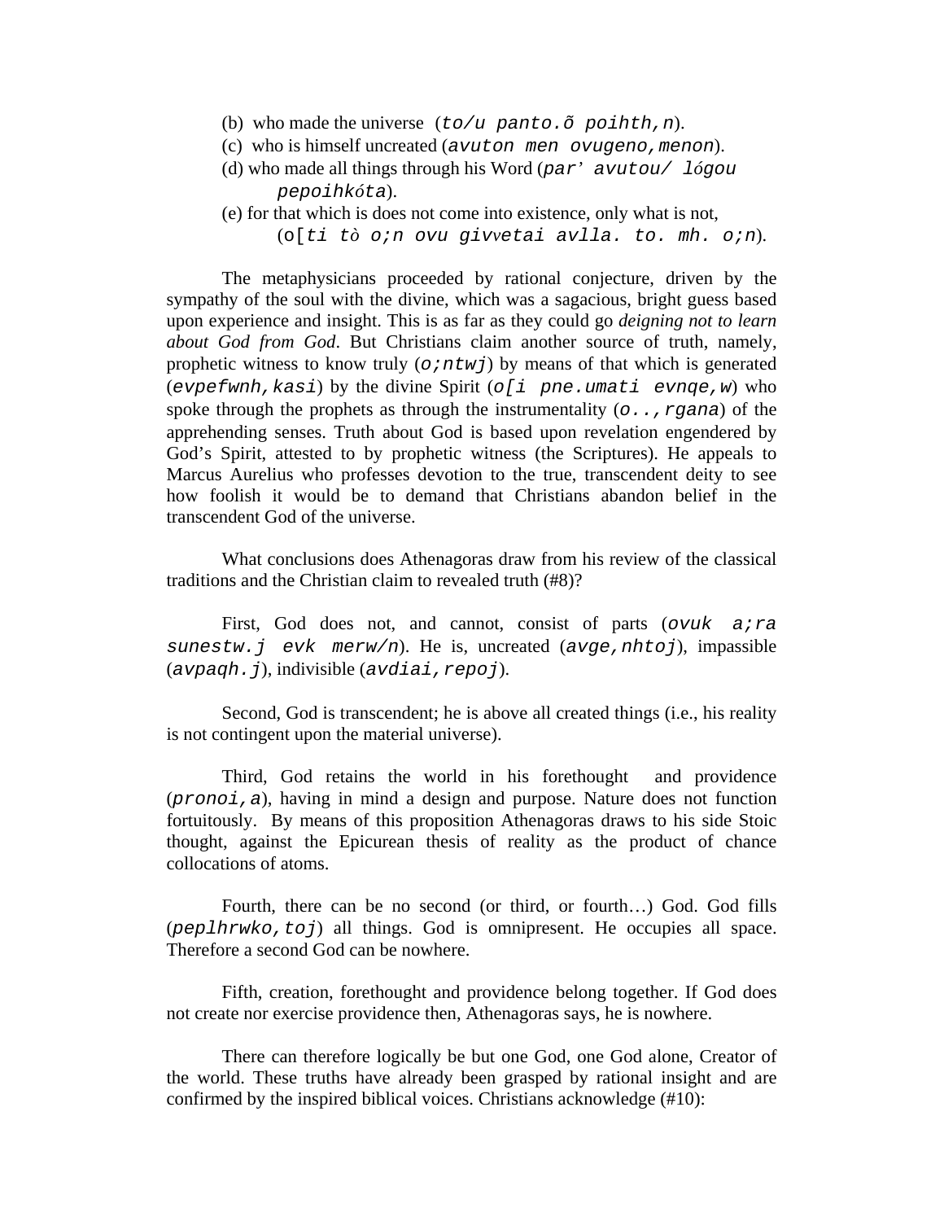(b) who made the universe (*to/u panto.õ poihth,n*).

(c) who is himself uncreated (*avuton men ovugeno,menon*).

(d) who made all things through his Word (*par' avutou/ lógou pepoihkóta*).

(e) for that which is does not come into existence, only what is not, (o[*ti tò o;n ovu givvetai avlla. to. mh. o;n*).

The metaphysicians proceeded by rational conjecture, driven by the sympathy of the soul with the divine, which was a sagacious, bright guess based upon experience and insight. This is as far as they could go *deigning not to learn about God from God*. But Christians claim another source of truth, namely, prophetic witness to know truly (*o;ntwj*) by means of that which is generated (*evpefwnh,kasi*) by the divine Spirit (*o[i pne.umati evnqe,w*) who spoke through the prophets as through the instrumentality (*o..,rgana*) of the apprehending senses. Truth about God is based upon revelation engendered by God's Spirit, attested to by prophetic witness (the Scriptures). He appeals to Marcus Aurelius who professes devotion to the true, transcendent deity to see how foolish it would be to demand that Christians abandon belief in the transcendent God of the universe.

What conclusions does Athenagoras draw from his review of the classical traditions and the Christian claim to revealed truth (#8)?

First, God does not, and cannot, consist of parts (*ovuk a;ra sunestw.j evk merw/n*). He is, uncreated (*avge,nhtoj*), impassible (*avpaqh.j*), indivisible (*avdiai,repoj*).

Second, God is transcendent; he is above all created things (i.e., his reality is not contingent upon the material universe).

Third, God retains the world in his forethought and providence (*pronoi,a*), having in mind a design and purpose. Nature does not function fortuitously. By means of this proposition Athenagoras draws to his side Stoic thought, against the Epicurean thesis of reality as the product of chance collocations of atoms.

Fourth, there can be no second (or third, or fourth…) God. God fills (*peplhrwko,toj*) all things. God is omnipresent. He occupies all space. Therefore a second God can be nowhere.

Fifth, creation, forethought and providence belong together. If God does not create nor exercise providence then, Athenagoras says, he is nowhere.

There can therefore logically be but one God, one God alone, Creator of the world. These truths have already been grasped by rational insight and are confirmed by the inspired biblical voices. Christians acknowledge (#10):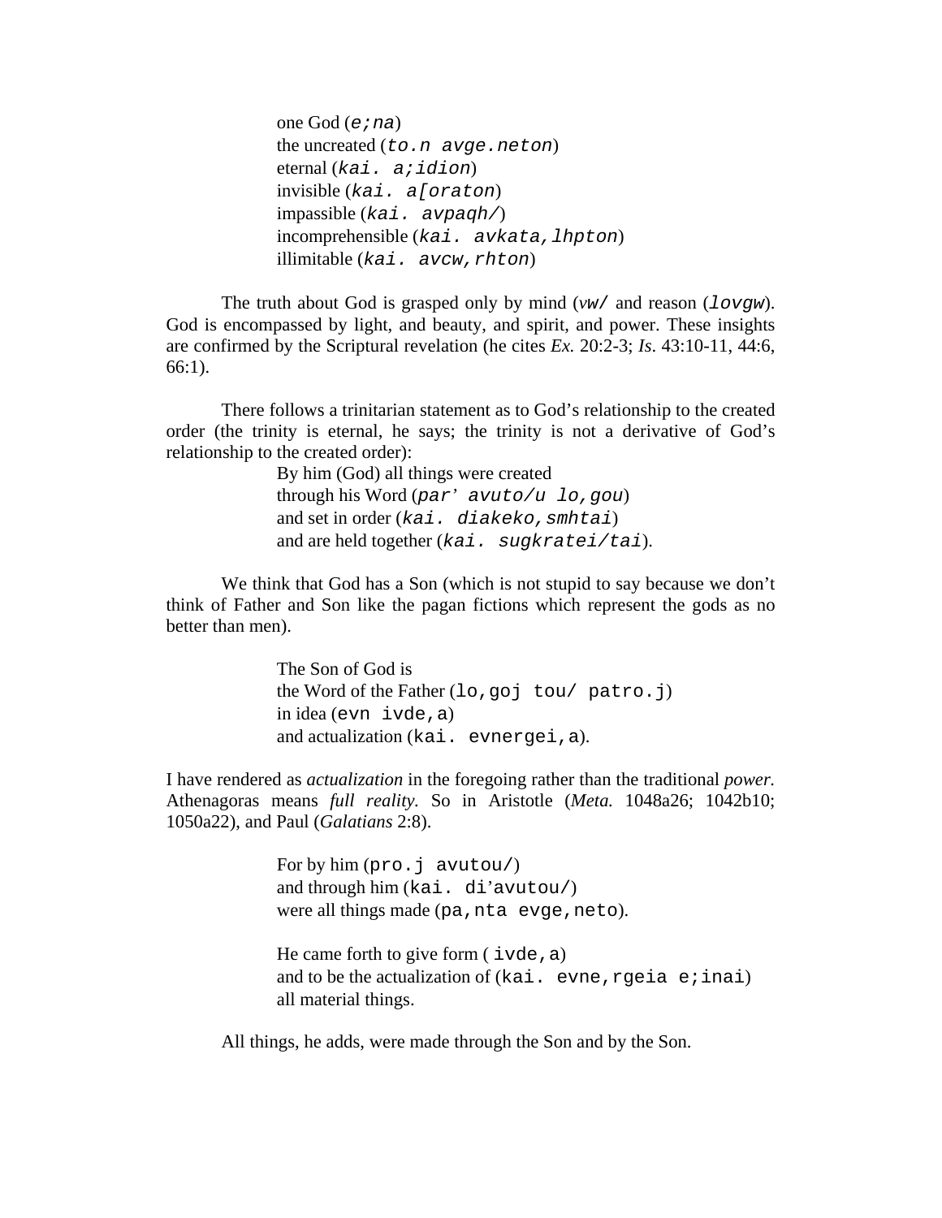one God (e;na)
the uncreated (to.n avge.neton)
eternal (kai. a;idion)
invisible (kai. a[oraton)
impassible (kai. avpaqh/)
incomprehensible (kai. avkata,lhpton)
illimitable (kai. avcw,rhton)

The truth about God is grasped only by mind (vw/ and reason (lovgw). God is encompassed by light, and beauty, and spirit, and power. These insights are confirmed by the Scriptural revelation (he cites *Ex.* 20:2-3; *Is*. 43:10-11, 44:6, 66:1).

There follows a trinitarian statement as to God's relationship to the created order (the trinity is eternal, he says; the trinity is not a derivative of God's relationship to the created order):

By him (God) all things were created
through his Word (par' avuto/u lo,gou)
and set in order (kai. diakeko,smhtai)
and are held together (kai. sugkratei/tai).

We think that God has a Son (which is not stupid to say because we don't think of Father and Son like the pagan fictions which represent the gods as no better than men).

The Son of God is
the Word of the Father (lo,goj tou/ patro.j)
in idea (evn ivde,a)
and actualization (kai. evnergei,a).

I have rendered as *actualization* in the foregoing rather than the traditional *power.* Athenagoras means *full reality.* So in Aristotle (*Meta.* 1048a26; 1042b10; 1050a22), and Paul (*Galatians* 2:8).

For by him (pro.j avutou/)
and through him (kai. di'avutou/)
were all things made (pa,nta evge,neto).

He came forth to give form ( ivde,a)
and to be the actualization of (kai. evne,rgeia e;inai)
all material things.

All things, he adds, were made through the Son and by the Son.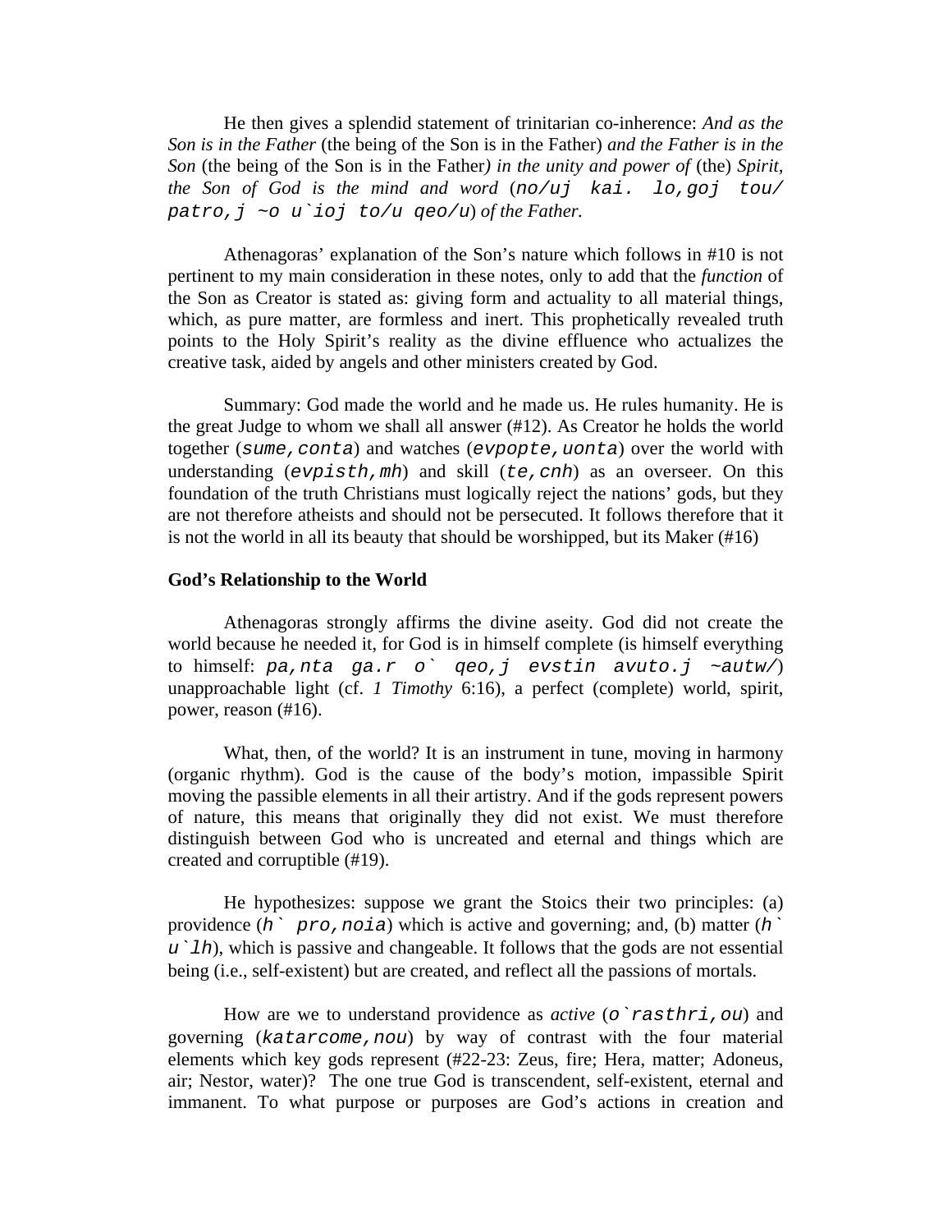He then gives a splendid statement of trinitarian co-inherence: *And as the Son is in the Father* (the being of the Son is in the Father) *and the Father is in the Son* (the being of the Son is in the Father*) in the unity and power of* (the) *Spirit, the Son of God is the mind and word* (*no/uj kai. lo,goj tou/ patro,j ~o u`ioj to/u qeo/u*) *of the Father.*

Athenagoras' explanation of the Son's nature which follows in #10 is not pertinent to my main consideration in these notes, only to add that the *function* of the Son as Creator is stated as: giving form and actuality to all material things, which, as pure matter, are formless and inert. This prophetically revealed truth points to the Holy Spirit's reality as the divine effluence who actualizes the creative task, aided by angels and other ministers created by God.

Summary: God made the world and he made us. He rules humanity. He is the great Judge to whom we shall all answer (#12). As Creator he holds the world together (*sume,conta*) and watches (*evpopte,uonta*) over the world with understanding (*evpisth,mh*) and skill (*te,cnh*) as an overseer. On this foundation of the truth Christians must logically reject the nations' gods, but they are not therefore atheists and should not be persecuted. It follows therefore that it is not the world in all its beauty that should be worshipped, but its Maker (#16)

**God's Relationship to the World**

Athenagoras strongly affirms the divine aseity. God did not create the world because he needed it, for God is in himself complete (is himself everything to himself: *pa,nta ga.r o` qeo,j evstin avuto.j ~autw/*) unapproachable light (cf. *1 Timothy* 6:16), a perfect (complete) world, spirit, power, reason (#16).

What, then, of the world? It is an instrument in tune, moving in harmony (organic rhythm). God is the cause of the body's motion, impassible Spirit moving the passible elements in all their artistry. And if the gods represent powers of nature, this means that originally they did not exist. We must therefore distinguish between God who is uncreated and eternal and things which are created and corruptible (#19).

He hypothesizes: suppose we grant the Stoics their two principles: (a) providence (*h` pro,noia*) which is active and governing; and, (b) matter (*h` u`lh*), which is passive and changeable. It follows that the gods are not essential being (i.e., self-existent) but are created, and reflect all the passions of mortals.

How are we to understand providence as *active* (*o`rasthri,ou*) and governing (*katarcome,nou*) by way of contrast with the four material elements which key gods represent (#22-23: Zeus, fire; Hera, matter; Adoneus, air; Nestor, water)? The one true God is transcendent, self-existent, eternal and immanent. To what purpose or purposes are God's actions in creation and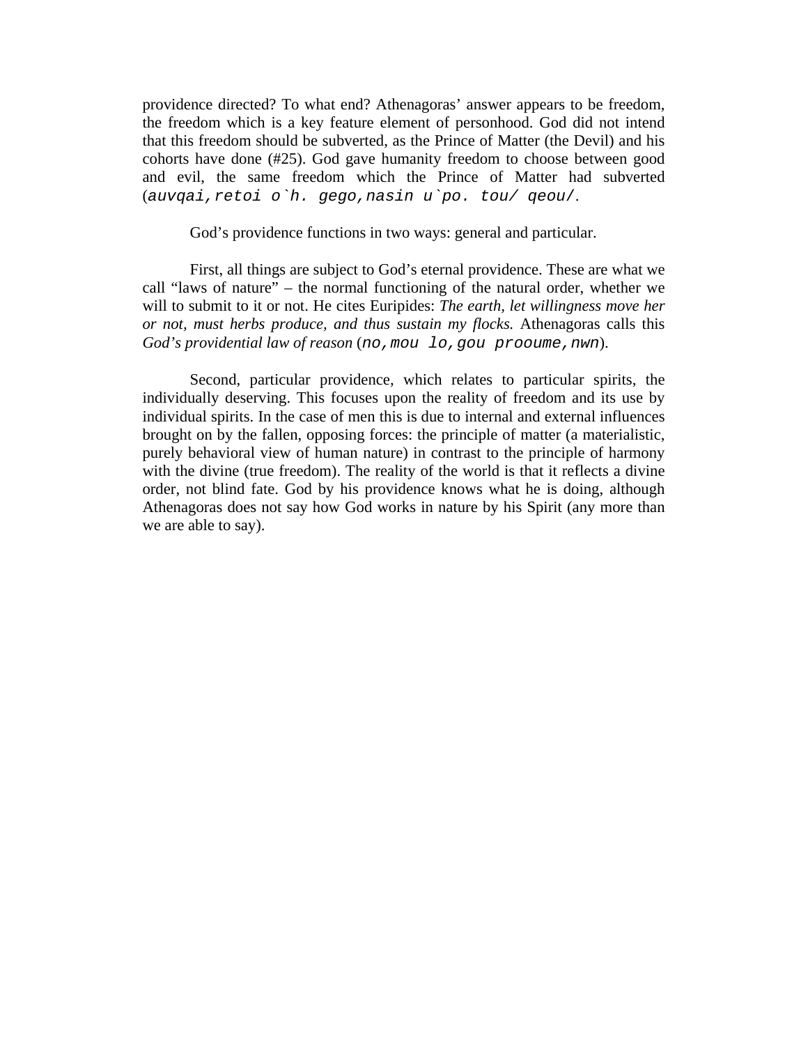providence directed? To what end? Athenagoras' answer appears to be freedom, the freedom which is a key feature element of personhood. God did not intend that this freedom should be subverted, as the Prince of Matter (the Devil) and his cohorts have done (#25). God gave humanity freedom to choose between good and evil, the same freedom which the Prince of Matter had subverted (*auvqai,retoi o`h. gego,nasin u`po. tou/ qeou/*.

God's providence functions in two ways: general and particular.

First, all things are subject to God's eternal providence. These are what we call "laws of nature" – the normal functioning of the natural order, whether we will to submit to it or not. He cites Euripides: *The earth, let willingness move her or not, must herbs produce, and thus sustain my flocks.* Athenagoras calls this *God's providential law of reason* (no,mou lo,gou prooume,nwn).

Second, particular providence, which relates to particular spirits, the individually deserving. This focuses upon the reality of freedom and its use by individual spirits. In the case of men this is due to internal and external influences brought on by the fallen, opposing forces: the principle of matter (a materialistic, purely behavioral view of human nature) in contrast to the principle of harmony with the divine (true freedom). The reality of the world is that it reflects a divine order, not blind fate. God by his providence knows what he is doing, although Athenagoras does not say how God works in nature by his Spirit (any more than we are able to say).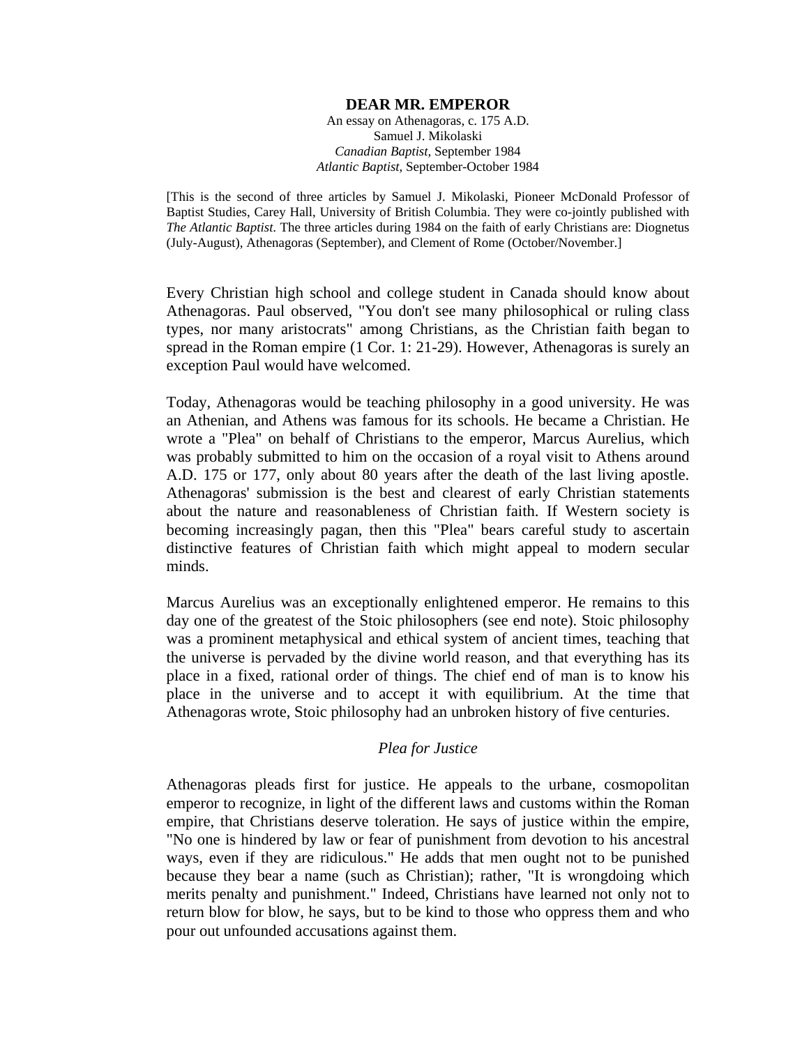**DEAR MR. EMPEROR**

An essay on Athenagoras, c. 175 A.D.
Samuel J. Mikolaski
*Canadian Baptist*, September 1984
*Atlantic Baptist*, September-October 1984

[This is the second of three articles by Samuel J. Mikolaski, Pioneer McDonald Professor of Baptist Studies, Carey Hall, University of British Columbia. They were co-jointly published with *The Atlantic Baptist.* The three articles during 1984 on the faith of early Christians are: Diognetus (July-August), Athenagoras (September), and Clement of Rome (October/November.]

Every Christian high school and college student in Canada should know about Athenagoras. Paul observed, "You don't see many philosophical or ruling class types, nor many aristocrats" among Christians, as the Christian faith began to spread in the Roman empire (1 Cor. 1: 21-29). However, Athenagoras is surely an exception Paul would have welcomed.

Today, Athenagoras would be teaching philosophy in a good university. He was an Athenian, and Athens was famous for its schools. He became a Christian. He wrote a "Plea" on behalf of Christians to the emperor, Marcus Aurelius, which was probably submitted to him on the occasion of a royal visit to Athens around A.D. 175 or 177, only about 80 years after the death of the last living apostle. Athenagoras' submission is the best and clearest of early Christian statements about the nature and reasonableness of Christian faith. If Western society is becoming increasingly pagan, then this "Plea" bears careful study to ascertain distinctive features of Christian faith which might appeal to modern secular minds.

Marcus Aurelius was an exceptionally enlightened emperor. He remains to this day one of the greatest of the Stoic philosophers (see end note). Stoic philosophy was a prominent metaphysical and ethical system of ancient times, teaching that the universe is pervaded by the divine world reason, and that everything has its place in a fixed, rational order of things. The chief end of man is to know his place in the universe and to accept it with equilibrium. At the time that Athenagoras wrote, Stoic philosophy had an unbroken history of five centuries.

### *Plea for Justice*

Athenagoras pleads first for justice. He appeals to the urbane, cosmopolitan emperor to recognize, in light of the different laws and customs within the Roman empire, that Christians deserve toleration. He says of justice within the empire, "No one is hindered by law or fear of punishment from devotion to his ancestral ways, even if they are ridiculous." He adds that men ought not to be punished because they bear a name (such as Christian); rather, "It is wrongdoing which merits penalty and punishment." Indeed, Christians have learned not only not to return blow for blow, he says, but to be kind to those who oppress them and who pour out unfounded accusations against them.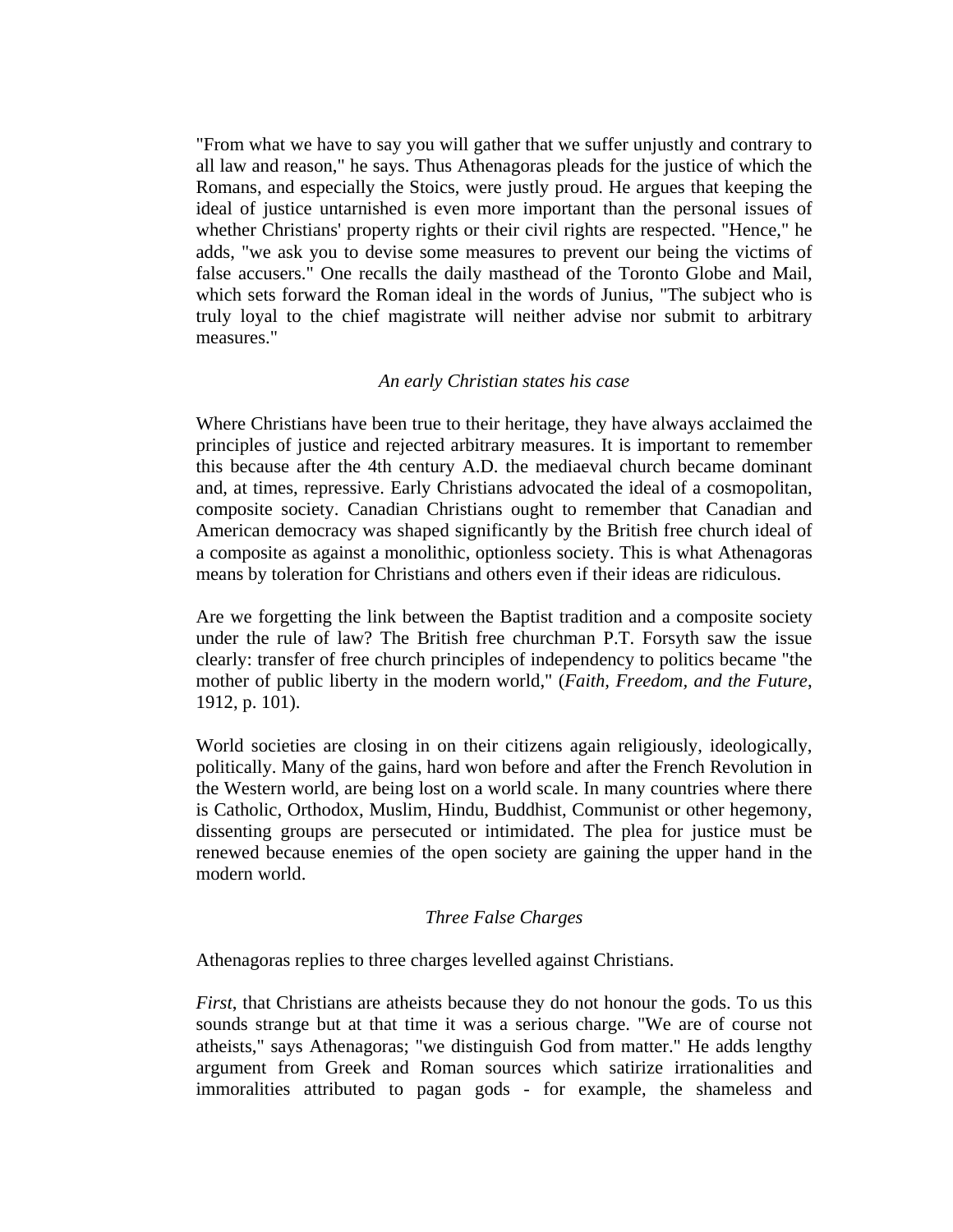"From what we have to say you will gather that we suffer unjustly and contrary to all law and reason," he says. Thus Athenagoras pleads for the justice of which the Romans, and especially the Stoics, were justly proud. He argues that keeping the ideal of justice untarnished is even more important than the personal issues of whether Christians' property rights or their civil rights are respected. "Hence," he adds, "we ask you to devise some measures to prevent our being the victims of false accusers." One recalls the daily masthead of the Toronto Globe and Mail, which sets forward the Roman ideal in the words of Junius, "The subject who is truly loyal to the chief magistrate will neither advise nor submit to arbitrary measures."

*An early Christian states his case*

Where Christians have been true to their heritage, they have always acclaimed the principles of justice and rejected arbitrary measures. It is important to remember this because after the 4th century A.D. the mediaeval church became dominant and, at times, repressive. Early Christians advocated the ideal of a cosmopolitan, composite society. Canadian Christians ought to remember that Canadian and American democracy was shaped significantly by the British free church ideal of a composite as against a monolithic, optionless society. This is what Athenagoras means by toleration for Christians and others even if their ideas are ridiculous.

Are we forgetting the link between the Baptist tradition and a composite society under the rule of law? The British free churchman P.T. Forsyth saw the issue clearly: transfer of free church principles of independency to politics became "the mother of public liberty in the modern world," (*Faith, Freedom, and the Future*, 1912, p. 101).

World societies are closing in on their citizens again religiously, ideologically, politically. Many of the gains, hard won before and after the French Revolution in the Western world, are being lost on a world scale. In many countries where there is Catholic, Orthodox, Muslim, Hindu, Buddhist, Communist or other hegemony, dissenting groups are persecuted or intimidated. The plea for justice must be renewed because enemies of the open society are gaining the upper hand in the modern world.

*Three False Charges*

Athenagoras replies to three charges levelled against Christians.

*First*, that Christians are atheists because they do not honour the gods. To us this sounds strange but at that time it was a serious charge. "We are of course not atheists," says Athenagoras; "we distinguish God from matter." He adds lengthy argument from Greek and Roman sources which satirize irrationalities and immoralities attributed to pagan gods - for example, the shameless and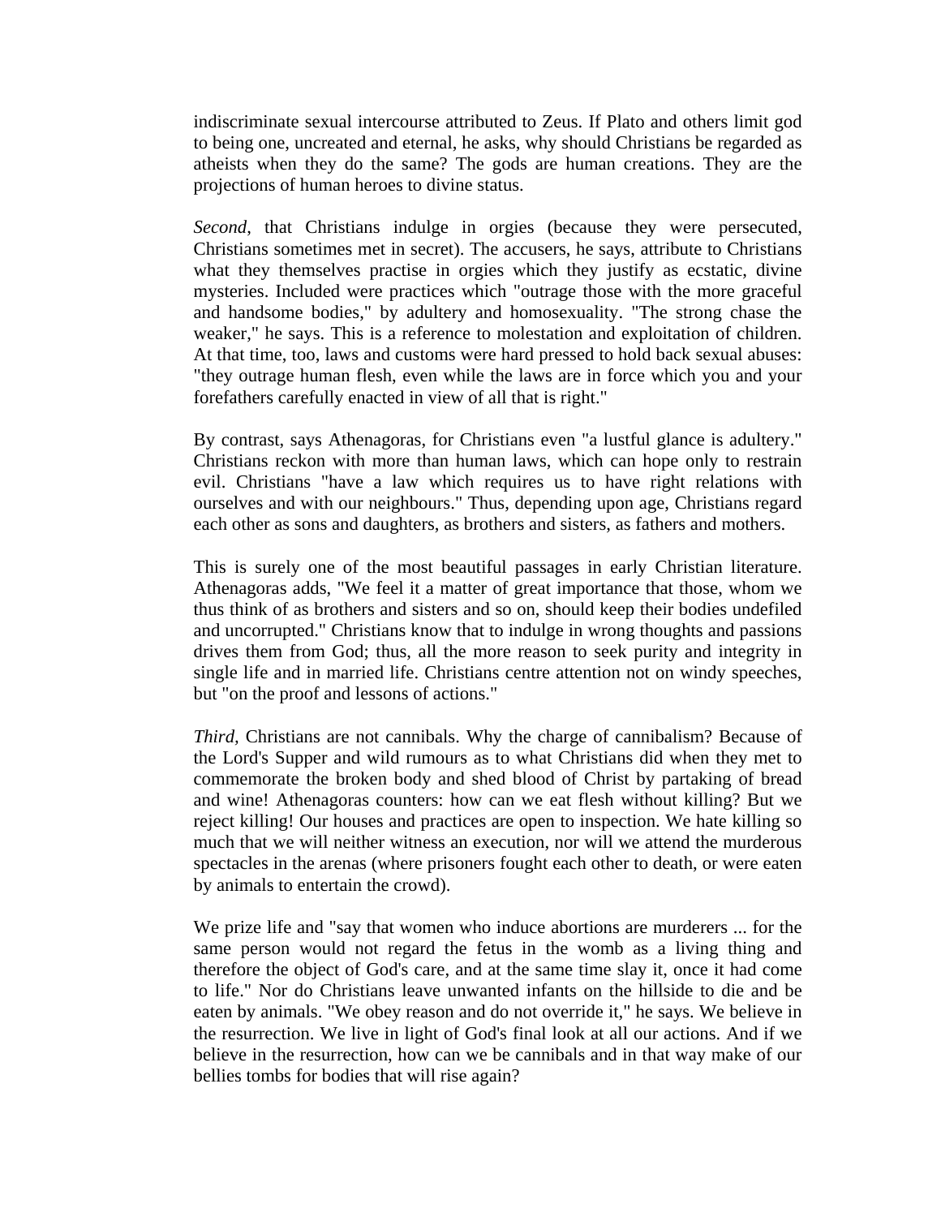indiscriminate sexual intercourse attributed to Zeus. If Plato and others limit god to being one, uncreated and eternal, he asks, why should Christians be regarded as atheists when they do the same? The gods are human creations. They are the projections of human heroes to divine status.

*Second*, that Christians indulge in orgies (because they were persecuted, Christians sometimes met in secret). The accusers, he says, attribute to Christians what they themselves practise in orgies which they justify as ecstatic, divine mysteries. Included were practices which "outrage those with the more graceful and handsome bodies," by adultery and homosexuality. "The strong chase the weaker," he says. This is a reference to molestation and exploitation of children. At that time, too, laws and customs were hard pressed to hold back sexual abuses: "they outrage human flesh, even while the laws are in force which you and your forefathers carefully enacted in view of all that is right."

By contrast, says Athenagoras, for Christians even "a lustful glance is adultery." Christians reckon with more than human laws, which can hope only to restrain evil. Christians "have a law which requires us to have right relations with ourselves and with our neighbours." Thus, depending upon age, Christians regard each other as sons and daughters, as brothers and sisters, as fathers and mothers.

This is surely one of the most beautiful passages in early Christian literature. Athenagoras adds, "We feel it a matter of great importance that those, whom we thus think of as brothers and sisters and so on, should keep their bodies undefiled and uncorrupted." Christians know that to indulge in wrong thoughts and passions drives them from God; thus, all the more reason to seek purity and integrity in single life and in married life. Christians centre attention not on windy speeches, but "on the proof and lessons of actions."

*Third,* Christians are not cannibals. Why the charge of cannibalism? Because of the Lord's Supper and wild rumours as to what Christians did when they met to commemorate the broken body and shed blood of Christ by partaking of bread and wine! Athenagoras counters: how can we eat flesh without killing? But we reject killing! Our houses and practices are open to inspection. We hate killing so much that we will neither witness an execution, nor will we attend the murderous spectacles in the arenas (where prisoners fought each other to death, or were eaten by animals to entertain the crowd).

We prize life and "say that women who induce abortions are murderers ... for the same person would not regard the fetus in the womb as a living thing and therefore the object of God's care, and at the same time slay it, once it had come to life." Nor do Christians leave unwanted infants on the hillside to die and be eaten by animals. "We obey reason and do not override it," he says. We believe in the resurrection. We live in light of God's final look at all our actions. And if we believe in the resurrection, how can we be cannibals and in that way make of our bellies tombs for bodies that will rise again?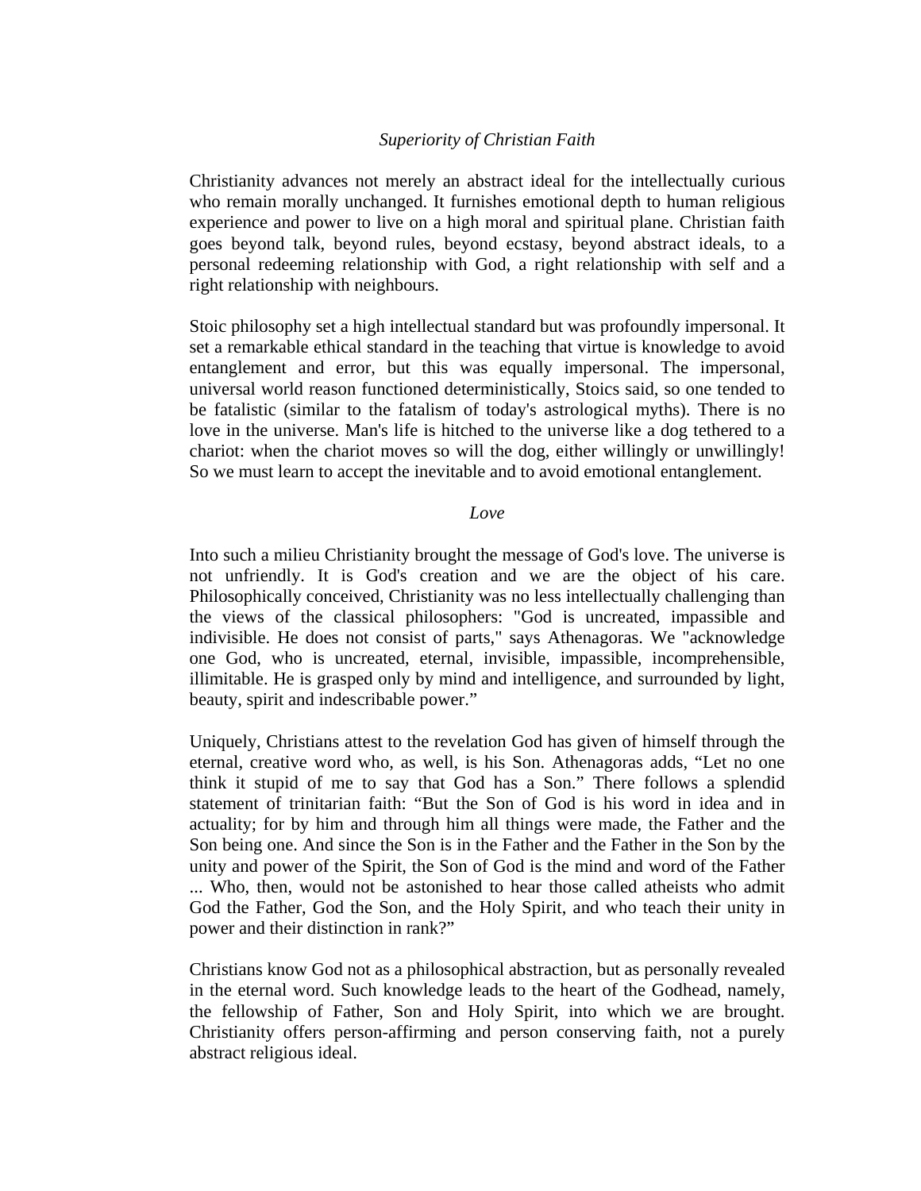*Superiority of Christian Faith*

Christianity advances not merely an abstract ideal for the intellectually curious who remain morally unchanged. It furnishes emotional depth to human religious experience and power to live on a high moral and spiritual plane. Christian faith goes beyond talk, beyond rules, beyond ecstasy, beyond abstract ideals, to a personal redeeming relationship with God, a right relationship with self and a right relationship with neighbours.

Stoic philosophy set a high intellectual standard but was profoundly impersonal. It set a remarkable ethical standard in the teaching that virtue is knowledge to avoid entanglement and error, but this was equally impersonal. The impersonal, universal world reason functioned deterministically, Stoics said, so one tended to be fatalistic (similar to the fatalism of today's astrological myths). There is no love in the universe. Man's life is hitched to the universe like a dog tethered to a chariot: when the chariot moves so will the dog, either willingly or unwillingly! So we must learn to accept the inevitable and to avoid emotional entanglement.

*Love*

Into such a milieu Christianity brought the message of God's love. The universe is not unfriendly. It is God's creation and we are the object of his care. Philosophically conceived, Christianity was no less intellectually challenging than the views of the classical philosophers: "God is uncreated, impassible and indivisible. He does not consist of parts," says Athenagoras. We "acknowledge one God, who is uncreated, eternal, invisible, impassible, incomprehensible, illimitable. He is grasped only by mind and intelligence, and surrounded by light, beauty, spirit and indescribable power."

Uniquely, Christians attest to the revelation God has given of himself through the eternal, creative word who, as well, is his Son. Athenagoras adds, "Let no one think it stupid of me to say that God has a Son." There follows a splendid statement of trinitarian faith: "But the Son of God is his word in idea and in actuality; for by him and through him all things were made, the Father and the Son being one. And since the Son is in the Father and the Father in the Son by the unity and power of the Spirit, the Son of God is the mind and word of the Father ... Who, then, would not be astonished to hear those called atheists who admit God the Father, God the Son, and the Holy Spirit, and who teach their unity in power and their distinction in rank?"

Christians know God not as a philosophical abstraction, but as personally revealed in the eternal word. Such knowledge leads to the heart of the Godhead, namely, the fellowship of Father, Son and Holy Spirit, into which we are brought. Christianity offers person-affirming and person conserving faith, not a purely abstract religious ideal.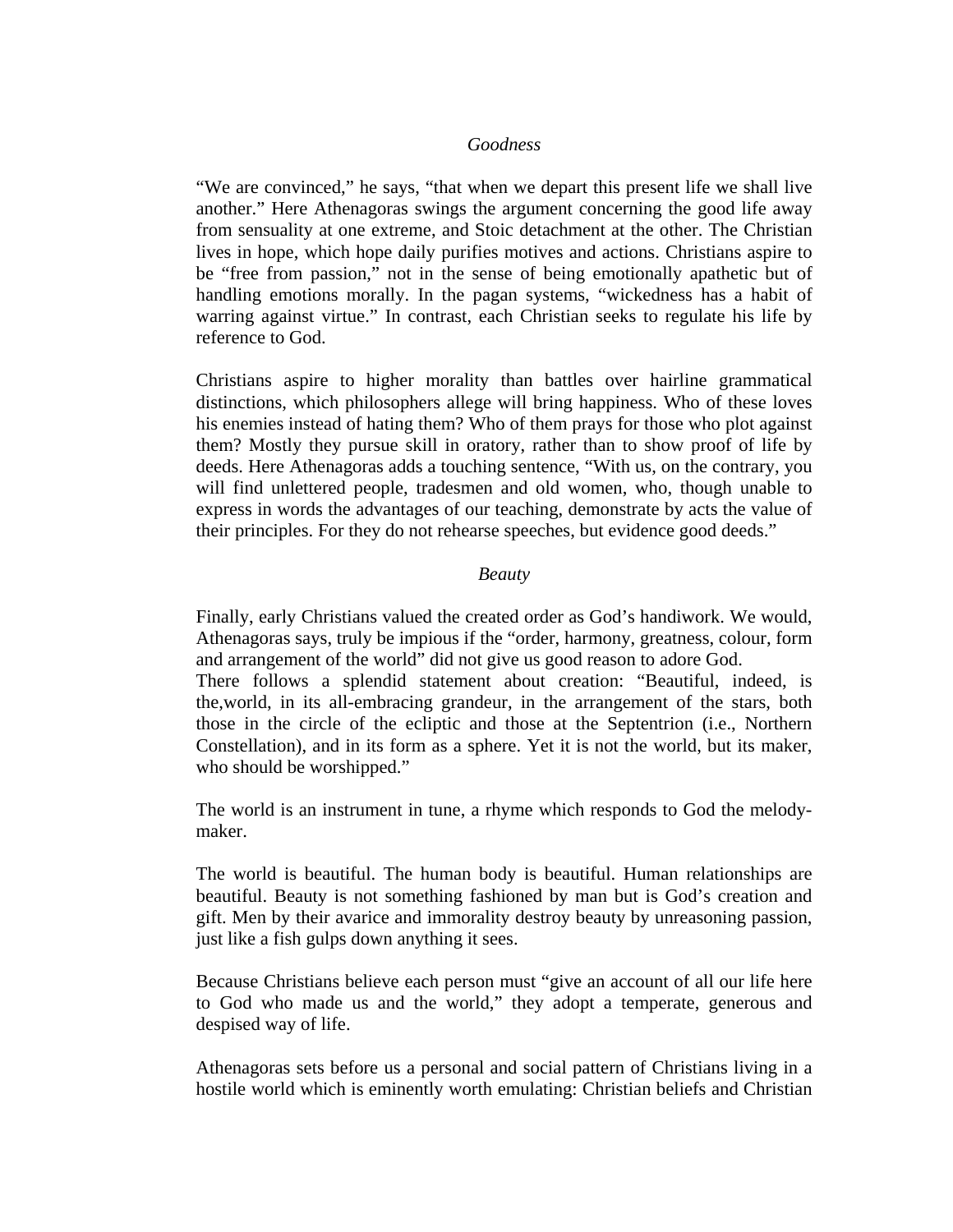*Goodness*

"We are convinced," he says, "that when we depart this present life we shall live another." Here Athenagoras swings the argument concerning the good life away from sensuality at one extreme, and Stoic detachment at the other. The Christian lives in hope, which hope daily purifies motives and actions. Christians aspire to be "free from passion," not in the sense of being emotionally apathetic but of handling emotions morally. In the pagan systems, "wickedness has a habit of warring against virtue." In contrast, each Christian seeks to regulate his life by reference to God.

Christians aspire to higher morality than battles over hairline grammatical distinctions, which philosophers allege will bring happiness. Who of these loves his enemies instead of hating them? Who of them prays for those who plot against them? Mostly they pursue skill in oratory, rather than to show proof of life by deeds. Here Athenagoras adds a touching sentence, "With us, on the contrary, you will find unlettered people, tradesmen and old women, who, though unable to express in words the advantages of our teaching, demonstrate by acts the value of their principles. For they do not rehearse speeches, but evidence good deeds."

*Beauty*

Finally, early Christians valued the created order as God's handiwork. We would, Athenagoras says, truly be impious if the "order, harmony, greatness, colour, form and arrangement of the world" did not give us good reason to adore God.
There follows a splendid statement about creation: "Beautiful, indeed, is the,world, in its all-embracing grandeur, in the arrangement of the stars, both those in the circle of the ecliptic and those at the Septentrion (i.e., Northern Constellation), and in its form as a sphere. Yet it is not the world, but its maker, who should be worshipped."

The world is an instrument in tune, a rhyme which responds to God the melody-maker.

The world is beautiful. The human body is beautiful. Human relationships are beautiful. Beauty is not something fashioned by man but is God's creation and gift. Men by their avarice and immorality destroy beauty by unreasoning passion, just like a fish gulps down anything it sees.

Because Christians believe each person must "give an account of all our life here to God who made us and the world," they adopt a temperate, generous and despised way of life.

Athenagoras sets before us a personal and social pattern of Christians living in a hostile world which is eminently worth emulating: Christian beliefs and Christian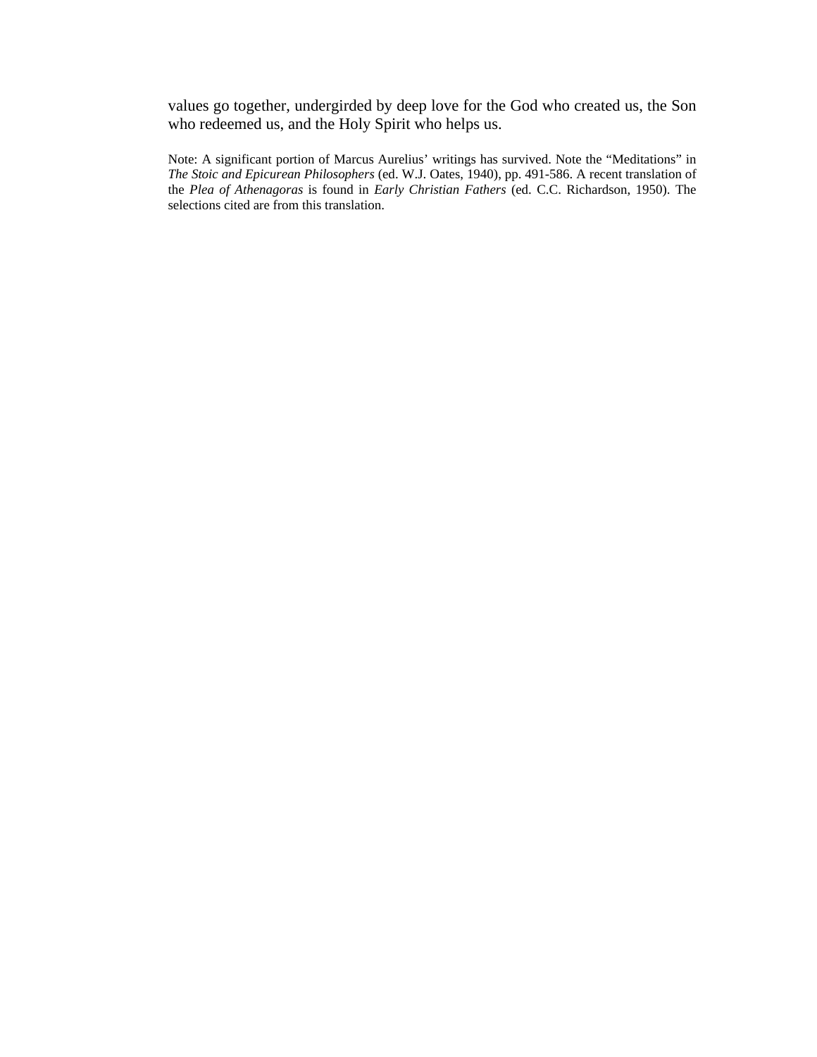values go together, undergirded by deep love for the God who created us, the Son who redeemed us, and the Holy Spirit who helps us.

Note: A significant portion of Marcus Aurelius' writings has survived. Note the "Meditations" in *The Stoic and Epicurean Philosophers* (ed. W.J. Oates, 1940), pp. 491-586. A recent translation of the *Plea of Athenagoras* is found in *Early Christian Fathers* (ed. C.C. Richardson, 1950). The selections cited are from this translation.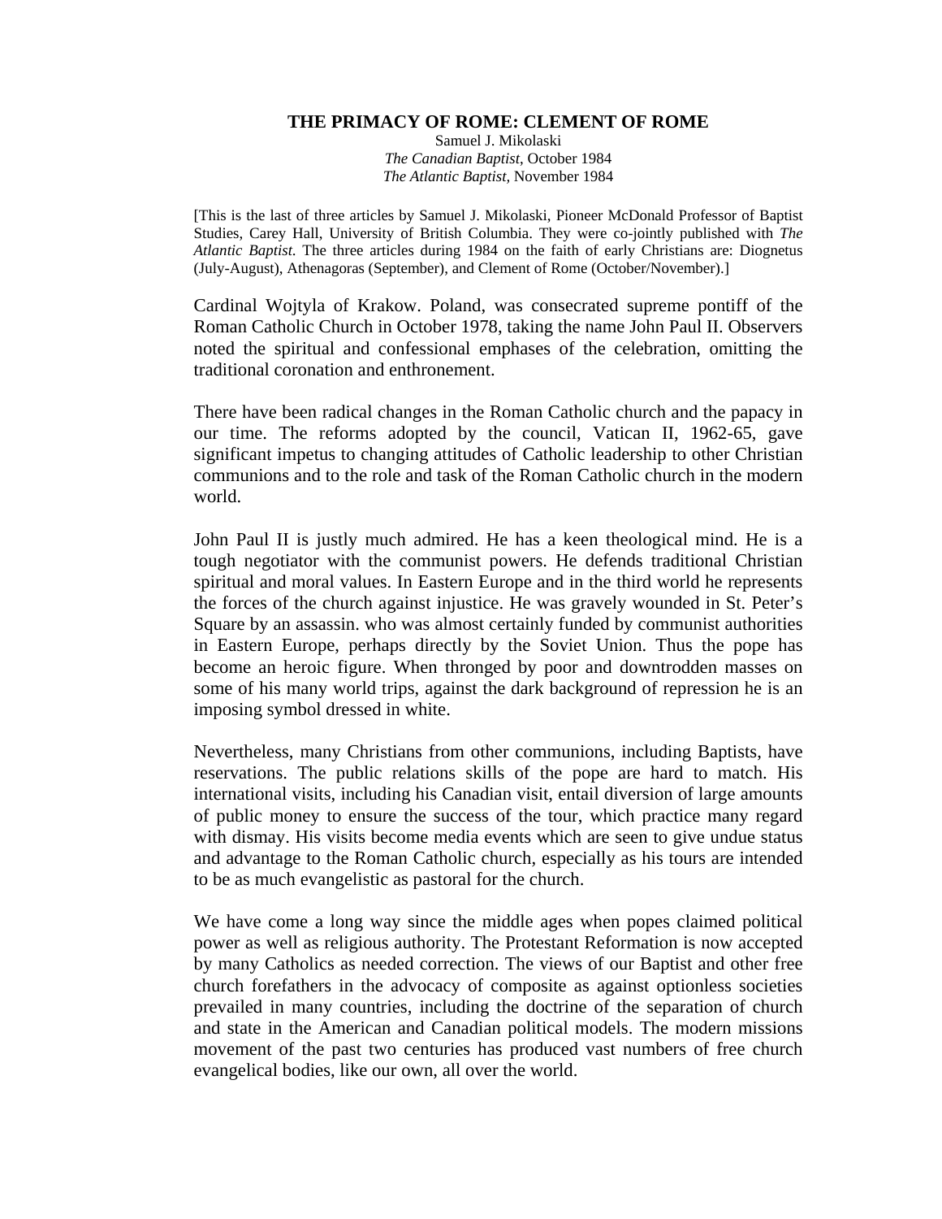# THE PRIMACY OF ROME: CLEMENT OF ROME

Samuel J. Mikolaski
*The Canadian Baptist*, October 1984
*The Atlantic Baptist*, November 1984

[This is the last of three articles by Samuel J. Mikolaski, Pioneer McDonald Professor of Baptist Studies, Carey Hall, University of British Columbia. They were co-jointly published with *The Atlantic Baptist.* The three articles during 1984 on the faith of early Christians are: Diognetus (July-August), Athenagoras (September), and Clement of Rome (October/November).]

Cardinal Wojtyla of Krakow. Poland, was consecrated supreme pontiff of the Roman Catholic Church in October 1978, taking the name John Paul II. Observers noted the spiritual and confessional emphases of the celebration, omitting the traditional coronation and enthronement.

There have been radical changes in the Roman Catholic church and the papacy in our time. The reforms adopted by the council, Vatican II, 1962-65, gave significant impetus to changing attitudes of Catholic leadership to other Christian communions and to the role and task of the Roman Catholic church in the modern world.

John Paul II is justly much admired. He has a keen theological mind. He is a tough negotiator with the communist powers. He defends traditional Christian spiritual and moral values. In Eastern Europe and in the third world he represents the forces of the church against injustice. He was gravely wounded in St. Peter's Square by an assassin. who was almost certainly funded by communist authorities in Eastern Europe, perhaps directly by the Soviet Union. Thus the pope has become an heroic figure. When thronged by poor and downtrodden masses on some of his many world trips, against the dark background of repression he is an imposing symbol dressed in white.

Nevertheless, many Christians from other communions, including Baptists, have reservations. The public relations skills of the pope are hard to match. His international visits, including his Canadian visit, entail diversion of large amounts of public money to ensure the success of the tour, which practice many regard with dismay. His visits become media events which are seen to give undue status and advantage to the Roman Catholic church, especially as his tours are intended to be as much evangelistic as pastoral for the church.

We have come a long way since the middle ages when popes claimed political power as well as religious authority. The Protestant Reformation is now accepted by many Catholics as needed correction. The views of our Baptist and other free church forefathers in the advocacy of composite as against optionless societies prevailed in many countries, including the doctrine of the separation of church and state in the American and Canadian political models. The modern missions movement of the past two centuries has produced vast numbers of free church evangelical bodies, like our own, all over the world.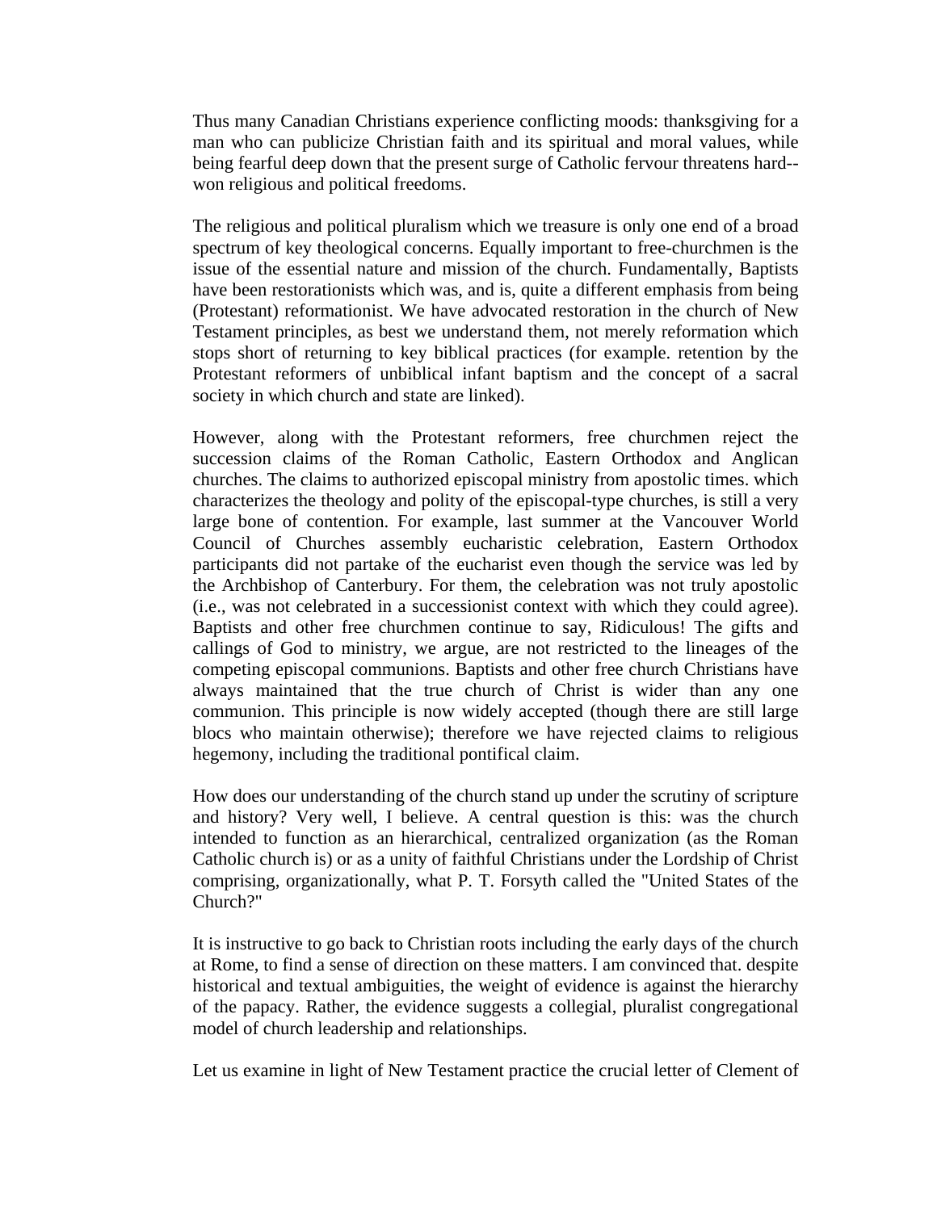Thus many Canadian Christians experience conflicting moods: thanksgiving for a man who can publicize Christian faith and its spiritual and moral values, while being fearful deep down that the present surge of Catholic fervour threatens hard--won religious and political freedoms.

The religious and political pluralism which we treasure is only one end of a broad spectrum of key theological concerns. Equally important to free-churchmen is the issue of the essential nature and mission of the church. Fundamentally, Baptists have been restorationists which was, and is, quite a different emphasis from being (Protestant) reformationist. We have advocated restoration in the church of New Testament principles, as best we understand them, not merely reformation which stops short of returning to key biblical practices (for example. retention by the Protestant reformers of unbiblical infant baptism and the concept of a sacral society in which church and state are linked).

However, along with the Protestant reformers, free churchmen reject the succession claims of the Roman Catholic, Eastern Orthodox and Anglican churches. The claims to authorized episcopal ministry from apostolic times. which characterizes the theology and polity of the episcopal-type churches, is still a very large bone of contention. For example, last summer at the Vancouver World Council of Churches assembly eucharistic celebration, Eastern Orthodox participants did not partake of the eucharist even though the service was led by the Archbishop of Canterbury. For them, the celebration was not truly apostolic (i.e., was not celebrated in a successionist context with which they could agree). Baptists and other free churchmen continue to say, Ridiculous! The gifts and callings of God to ministry, we argue, are not restricted to the lineages of the competing episcopal communions. Baptists and other free church Christians have always maintained that the true church of Christ is wider than any one communion. This principle is now widely accepted (though there are still large blocs who maintain otherwise); therefore we have rejected claims to religious hegemony, including the traditional pontifical claim.

How does our understanding of the church stand up under the scrutiny of scripture and history? Very well, I believe. A central question is this: was the church intended to function as an hierarchical, centralized organization (as the Roman Catholic church is) or as a unity of faithful Christians under the Lordship of Christ comprising, organizationally, what P. T. Forsyth called the "United States of the Church?"

It is instructive to go back to Christian roots including the early days of the church at Rome, to find a sense of direction on these matters. I am convinced that. despite historical and textual ambiguities, the weight of evidence is against the hierarchy of the papacy. Rather, the evidence suggests a collegial, pluralist congregational model of church leadership and relationships.

Let us examine in light of New Testament practice the crucial letter of Clement of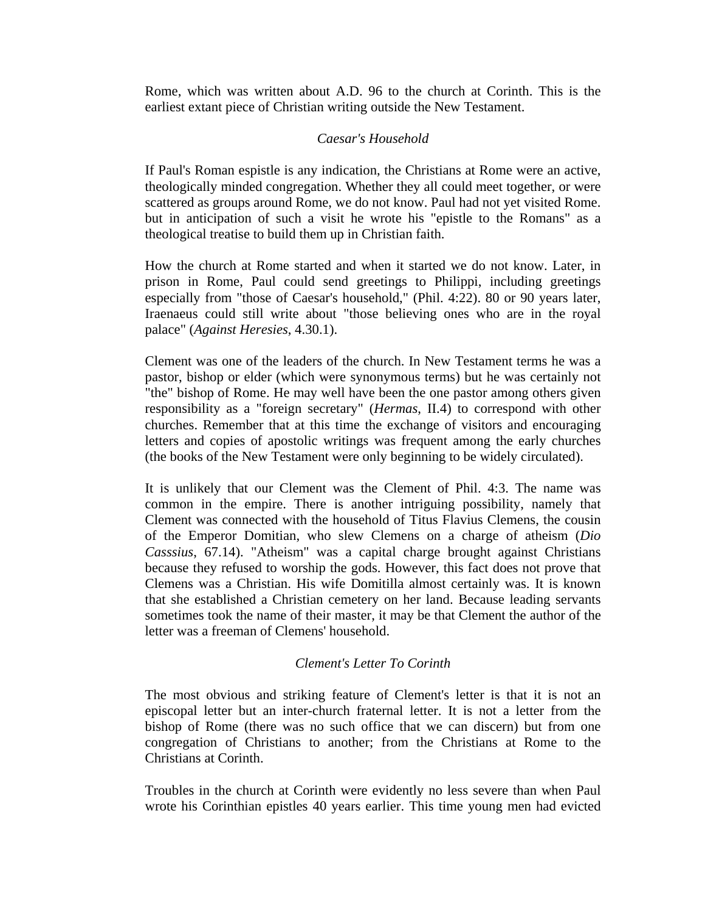Rome, which was written about A.D. 96 to the church at Corinth. This is the earliest extant piece of Christian writing outside the New Testament.

### *Caesar's Household*

If Paul's Roman espistle is any indication, the Christians at Rome were an active, theologically minded congregation. Whether they all could meet together, or were scattered as groups around Rome, we do not know. Paul had not yet visited Rome. but in anticipation of such a visit he wrote his "epistle to the Romans" as a theological treatise to build them up in Christian faith.

How the church at Rome started and when it started we do not know. Later, in prison in Rome, Paul could send greetings to Philippi, including greetings especially from "those of Caesar's household," (Phil. 4:22). 80 or 90 years later, Iraenaeus could still write about "those believing ones who are in the royal palace" (*Against Heresies*, 4.30.1).

Clement was one of the leaders of the church. In New Testament terms he was a pastor, bishop or elder (which were synonymous terms) but he was certainly not "the" bishop of Rome. He may well have been the one pastor among others given responsibility as a "foreign secretary" (*Hermas*, II.4) to correspond with other churches. Remember that at this time the exchange of visitors and encouraging letters and copies of apostolic writings was frequent among the early churches (the books of the New Testament were only beginning to be widely circulated).

It is unlikely that our Clement was the Clement of Phil. 4:3. The name was common in the empire. There is another intriguing possibility, namely that Clement was connected with the household of Titus Flavius Clemens, the cousin of the Emperor Domitian, who slew Clemens on a charge of atheism (*Dio Casssius*, 67.14). "Atheism" was a capital charge brought against Christians because they refused to worship the gods. However, this fact does not prove that Clemens was a Christian. His wife Domitilla almost certainly was. It is known that she established a Christian cemetery on her land. Because leading servants sometimes took the name of their master, it may be that Clement the author of the letter was a freeman of Clemens' household.

### *Clement's Letter To Corinth*

The most obvious and striking feature of Clement's letter is that it is not an episcopal letter but an inter-church fraternal letter. It is not a letter from the bishop of Rome (there was no such office that we can discern) but from one congregation of Christians to another; from the Christians at Rome to the Christians at Corinth.

Troubles in the church at Corinth were evidently no less severe than when Paul wrote his Corinthian epistles 40 years earlier. This time young men had evicted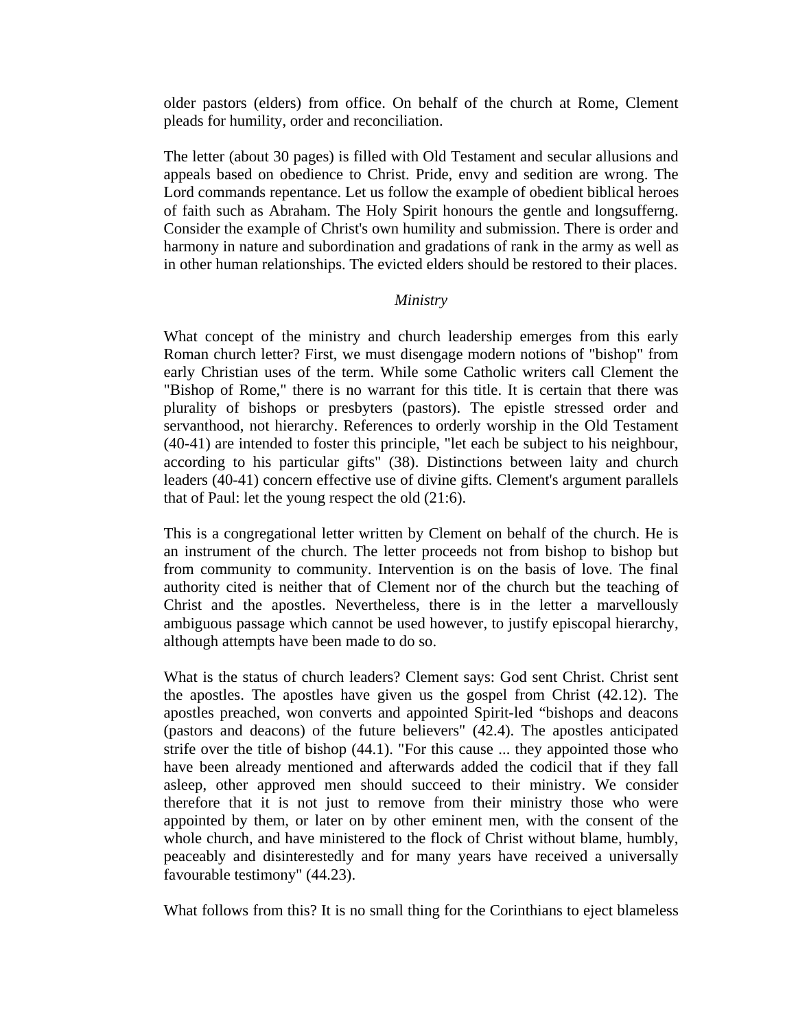older pastors (elders) from office. On behalf of the church at Rome, Clement pleads for humility, order and reconciliation.

The letter (about 30 pages) is filled with Old Testament and secular allusions and appeals based on obedience to Christ. Pride, envy and sedition are wrong. The Lord commands repentance. Let us follow the example of obedient biblical heroes of faith such as Abraham. The Holy Spirit honours the gentle and longsufferng. Consider the example of Christ's own humility and submission. There is order and harmony in nature and subordination and gradations of rank in the army as well as in other human relationships. The evicted elders should be restored to their places.

*Ministry*

What concept of the ministry and church leadership emerges from this early Roman church letter? First, we must disengage modern notions of "bishop" from early Christian uses of the term. While some Catholic writers call Clement the "Bishop of Rome," there is no warrant for this title. It is certain that there was plurality of bishops or presbyters (pastors). The epistle stressed order and servanthood, not hierarchy. References to orderly worship in the Old Testament (40-41) are intended to foster this principle, "let each be subject to his neighbour, according to his particular gifts" (38). Distinctions between laity and church leaders (40-41) concern effective use of divine gifts. Clement's argument parallels that of Paul: let the young respect the old (21:6).

This is a congregational letter written by Clement on behalf of the church. He is an instrument of the church. The letter proceeds not from bishop to bishop but from community to community. Intervention is on the basis of love. The final authority cited is neither that of Clement nor of the church but the teaching of Christ and the apostles. Nevertheless, there is in the letter a marvellously ambiguous passage which cannot be used however, to justify episcopal hierarchy, although attempts have been made to do so.

What is the status of church leaders? Clement says: God sent Christ. Christ sent the apostles. The apostles have given us the gospel from Christ (42.12). The apostles preached, won converts and appointed Spirit-led "bishops and deacons (pastors and deacons) of the future believers" (42.4). The apostles anticipated strife over the title of bishop (44.1). "For this cause ... they appointed those who have been already mentioned and afterwards added the codicil that if they fall asleep, other approved men should succeed to their ministry. We consider therefore that it is not just to remove from their ministry those who were appointed by them, or later on by other eminent men, with the consent of the whole church, and have ministered to the flock of Christ without blame, humbly, peaceably and disinterestedly and for many years have received a universally favourable testimony" (44.23).

What follows from this? It is no small thing for the Corinthians to eject blameless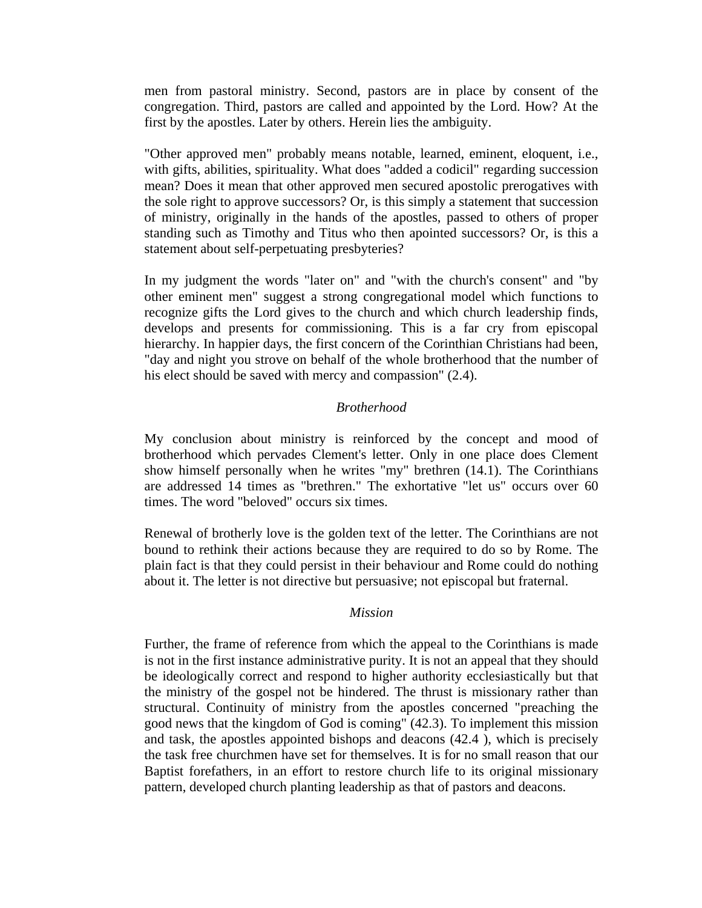men from pastoral ministry. Second, pastors are in place by consent of the congregation. Third, pastors are called and appointed by the Lord. How? At the first by the apostles. Later by others. Herein lies the ambiguity.

"Other approved men" probably means notable, learned, eminent, eloquent, i.e., with gifts, abilities, spirituality. What does "added a codicil" regarding succession mean? Does it mean that other approved men secured apostolic prerogatives with the sole right to approve successors? Or, is this simply a statement that succession of ministry, originally in the hands of the apostles, passed to others of proper standing such as Timothy and Titus who then apointed successors? Or, is this a statement about self-perpetuating presbyteries?

In my judgment the words "later on" and "with the church's consent" and "by other eminent men" suggest a strong congregational model which functions to recognize gifts the Lord gives to the church and which church leadership finds, develops and presents for commissioning. This is a far cry from episcopal hierarchy. In happier days, the first concern of the Corinthian Christians had been, "day and night you strove on behalf of the whole brotherhood that the number of his elect should be saved with mercy and compassion" (2.4).

*Brotherhood*

My conclusion about ministry is reinforced by the concept and mood of brotherhood which pervades Clement's letter. Only in one place does Clement show himself personally when he writes "my" brethren (14.1). The Corinthians are addressed 14 times as "brethren." The exhortative "let us" occurs over 60 times. The word "beloved" occurs six times.

Renewal of brotherly love is the golden text of the letter. The Corinthians are not bound to rethink their actions because they are required to do so by Rome. The plain fact is that they could persist in their behaviour and Rome could do nothing about it. The letter is not directive but persuasive; not episcopal but fraternal.

*Mission*

Further, the frame of reference from which the appeal to the Corinthians is made is not in the first instance administrative purity. It is not an appeal that they should be ideologically correct and respond to higher authority ecclesiastically but that the ministry of the gospel not be hindered. The thrust is missionary rather than structural. Continuity of ministry from the apostles concerned "preaching the good news that the kingdom of God is coming" (42.3). To implement this mission and task, the apostles appointed bishops and deacons (42.4 ), which is precisely the task free churchmen have set for themselves. It is for no small reason that our Baptist forefathers, in an effort to restore church life to its original missionary pattern, developed church planting leadership as that of pastors and deacons.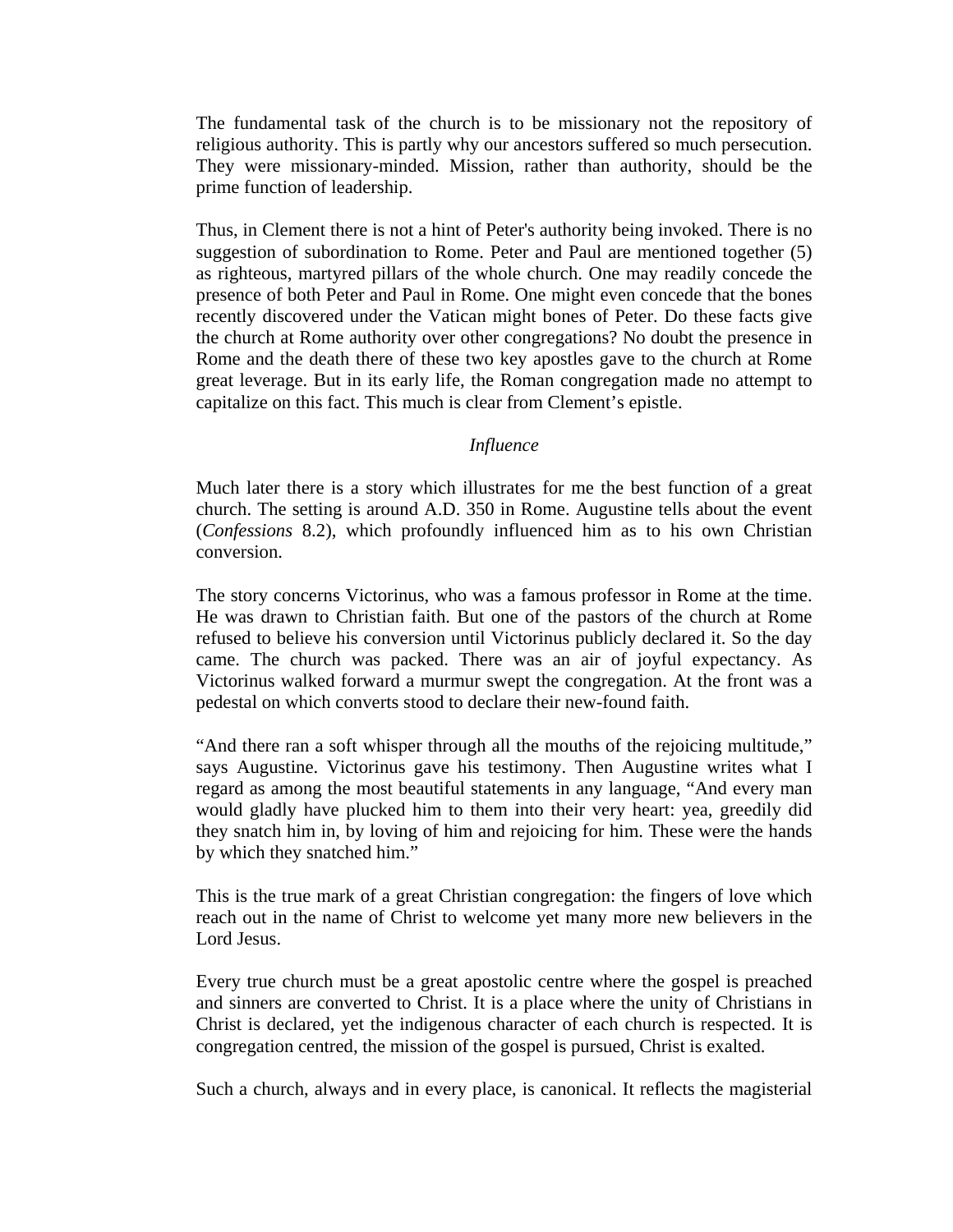The fundamental task of the church is to be missionary not the repository of religious authority. This is partly why our ancestors suffered so much persecution. They were missionary-minded. Mission, rather than authority, should be the prime function of leadership.

Thus, in Clement there is not a hint of Peter's authority being invoked. There is no suggestion of subordination to Rome. Peter and Paul are mentioned together (5) as righteous, martyred pillars of the whole church. One may readily concede the presence of both Peter and Paul in Rome. One might even concede that the bones recently discovered under the Vatican might bones of Peter. Do these facts give the church at Rome authority over other congregations? No doubt the presence in Rome and the death there of these two key apostles gave to the church at Rome great leverage. But in its early life, the Roman congregation made no attempt to capitalize on this fact. This much is clear from Clement's epistle.

*Influence*

Much later there is a story which illustrates for me the best function of a great church. The setting is around A.D. 350 in Rome. Augustine tells about the event (*Confessions* 8.2), which profoundly influenced him as to his own Christian conversion.

The story concerns Victorinus, who was a famous professor in Rome at the time. He was drawn to Christian faith. But one of the pastors of the church at Rome refused to believe his conversion until Victorinus publicly declared it. So the day came. The church was packed. There was an air of joyful expectancy. As Victorinus walked forward a murmur swept the congregation. At the front was a pedestal on which converts stood to declare their new-found faith.

"And there ran a soft whisper through all the mouths of the rejoicing multitude," says Augustine. Victorinus gave his testimony. Then Augustine writes what I regard as among the most beautiful statements in any language, "And every man would gladly have plucked him to them into their very heart: yea, greedily did they snatch him in, by loving of him and rejoicing for him. These were the hands by which they snatched him."

This is the true mark of a great Christian congregation: the fingers of love which reach out in the name of Christ to welcome yet many more new believers in the Lord Jesus.

Every true church must be a great apostolic centre where the gospel is preached and sinners are converted to Christ. It is a place where the unity of Christians in Christ is declared, yet the indigenous character of each church is respected. It is congregation centred, the mission of the gospel is pursued, Christ is exalted.

Such a church, always and in every place, is canonical. It reflects the magisterial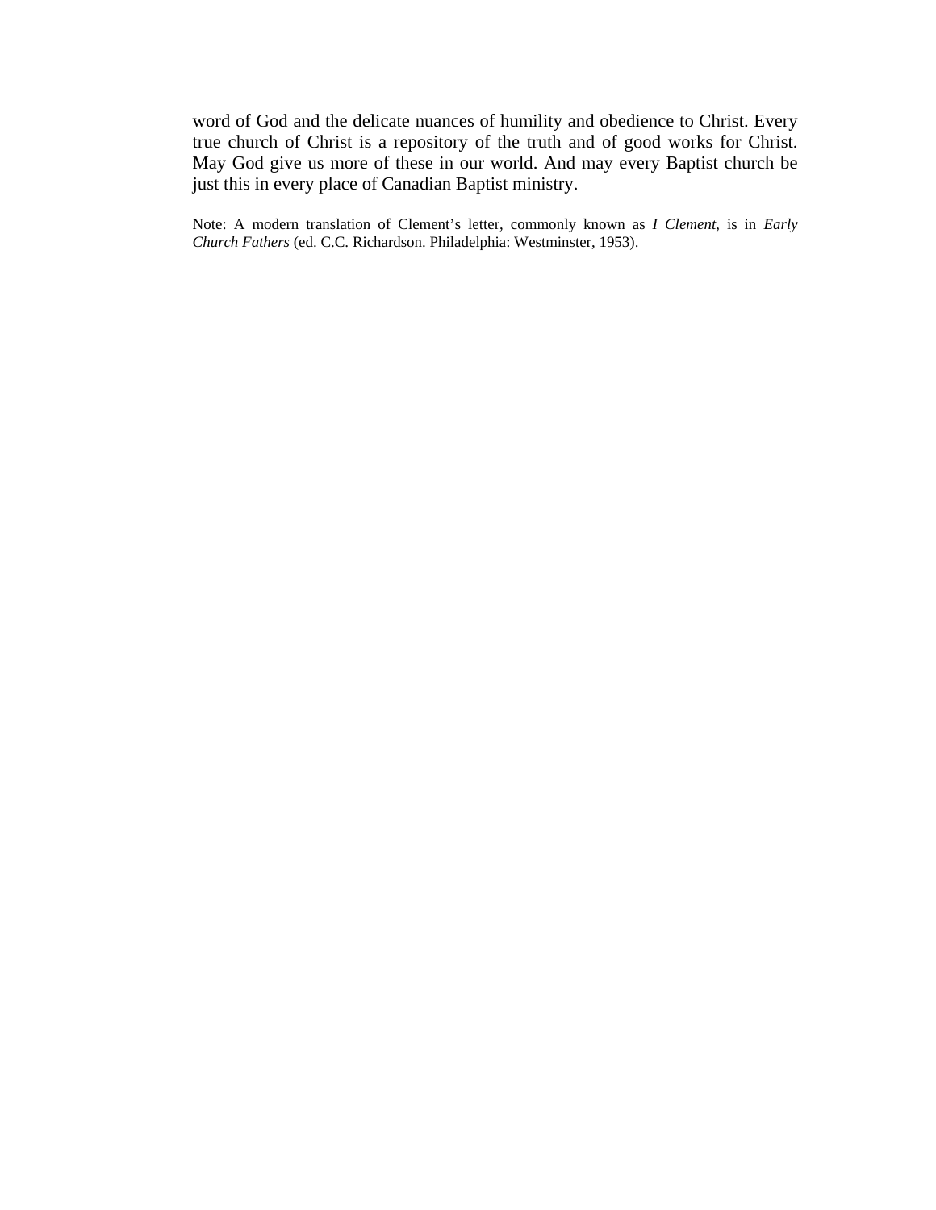word of God and the delicate nuances of humility and obedience to Christ. Every true church of Christ is a repository of the truth and of good works for Christ. May God give us more of these in our world. And may every Baptist church be just this in every place of Canadian Baptist ministry.

Note: A modern translation of Clement's letter, commonly known as *I Clement*, is in *Early Church Fathers* (ed. C.C. Richardson. Philadelphia: Westminster, 1953).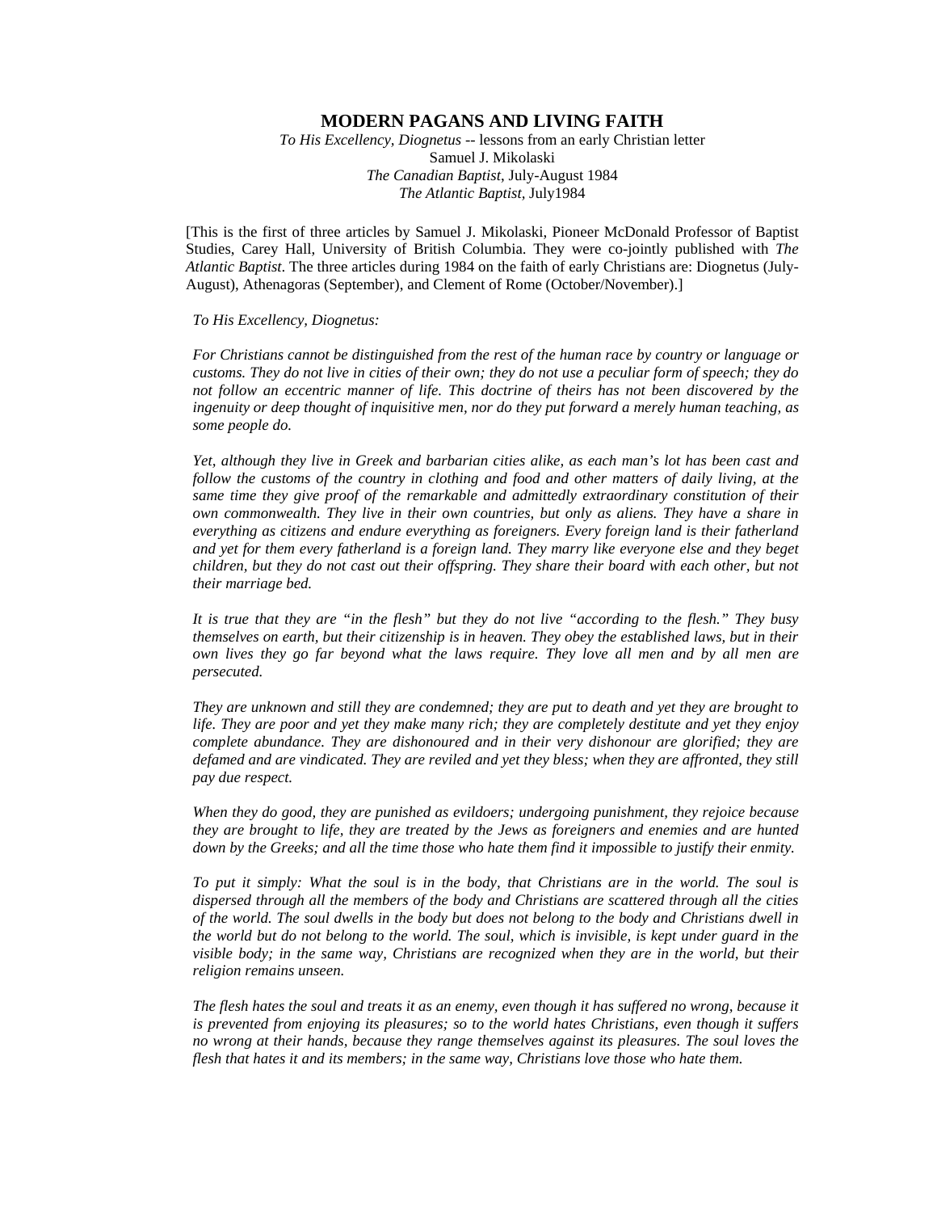# MODERN PAGANS AND LIVING FAITH

*To His Excellency, Diognetus* -- lessons from an early Christian letter
Samuel J. Mikolaski
*The Canadian Baptist*, July-August 1984
*The Atlantic Baptist,* July1984

[This is the first of three articles by Samuel J. Mikolaski, Pioneer McDonald Professor of Baptist Studies, Carey Hall, University of British Columbia. They were co-jointly published with *The Atlantic Baptist*. The three articles during 1984 on the faith of early Christians are: Diognetus (July-August), Athenagoras (September), and Clement of Rome (October/November).]

*To His Excellency, Diognetus:*

*For Christians cannot be distinguished from the rest of the human race by country or language or customs. They do not live in cities of their own; they do not use a peculiar form of speech; they do not follow an eccentric manner of life. This doctrine of theirs has not been discovered by the ingenuity or deep thought of inquisitive men, nor do they put forward a merely human teaching, as some people do.*

*Yet, although they live in Greek and barbarian cities alike, as each man's lot has been cast and follow the customs of the country in clothing and food and other matters of daily living, at the same time they give proof of the remarkable and admittedly extraordinary constitution of their own commonwealth. They live in their own countries, but only as aliens. They have a share in everything as citizens and endure everything as foreigners. Every foreign land is their fatherland and yet for them every fatherland is a foreign land. They marry like everyone else and they beget children, but they do not cast out their offspring. They share their board with each other, but not their marriage bed.*

*It is true that they are "in the flesh" but they do not live "according to the flesh." They busy themselves on earth, but their citizenship is in heaven. They obey the established laws, but in their own lives they go far beyond what the laws require. They love all men and by all men are persecuted.*

*They are unknown and still they are condemned; they are put to death and yet they are brought to life. They are poor and yet they make many rich; they are completely destitute and yet they enjoy complete abundance. They are dishonoured and in their very dishonour are glorified; they are defamed and are vindicated. They are reviled and yet they bless; when they are affronted, they still pay due respect.*

*When they do good, they are punished as evildoers; undergoing punishment, they rejoice because they are brought to life, they are treated by the Jews as foreigners and enemies and are hunted down by the Greeks; and all the time those who hate them find it impossible to justify their enmity.*

*To put it simply: What the soul is in the body, that Christians are in the world. The soul is dispersed through all the members of the body and Christians are scattered through all the cities of the world. The soul dwells in the body but does not belong to the body and Christians dwell in the world but do not belong to the world. The soul, which is invisible, is kept under guard in the visible body; in the same way, Christians are recognized when they are in the world, but their religion remains unseen.*

*The flesh hates the soul and treats it as an enemy, even though it has suffered no wrong, because it is prevented from enjoying its pleasures; so to the world hates Christians, even though it suffers no wrong at their hands, because they range themselves against its pleasures. The soul loves the flesh that hates it and its members; in the same way, Christians love those who hate them.*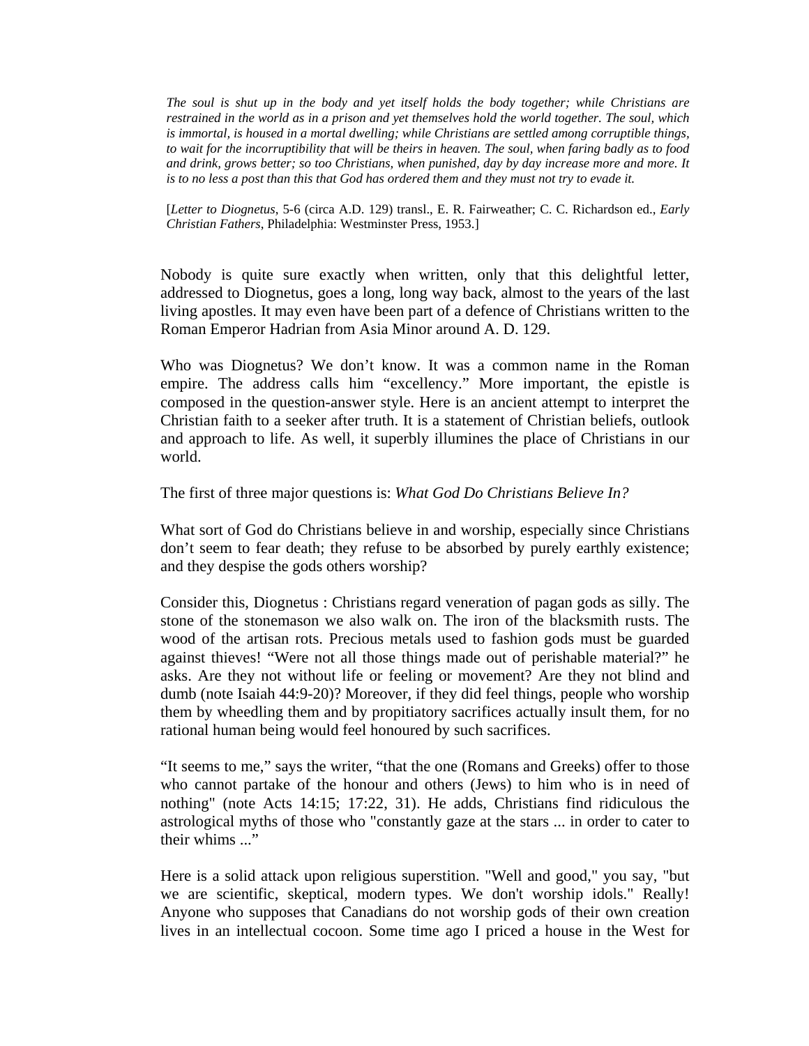*The soul is shut up in the body and yet itself holds the body together; while Christians are restrained in the world as in a prison and yet themselves hold the world together. The soul, which is immortal, is housed in a mortal dwelling; while Christians are settled among corruptible things, to wait for the incorruptibility that will be theirs in heaven. The soul, when faring badly as to food and drink, grows better; so too Christians, when punished, day by day increase more and more. It is to no less a post than this that God has ordered them and they must not try to evade it.*

[*Letter to Diognetus*, 5-6 (circa A.D. 129) transl., E. R. Fairweather; C. C. Richardson ed., *Early Christian Fathers*, Philadelphia: Westminster Press, 1953.]

Nobody is quite sure exactly when written, only that this delightful letter, addressed to Diognetus, goes a long, long way back, almost to the years of the last living apostles. It may even have been part of a defence of Christians written to the Roman Emperor Hadrian from Asia Minor around A. D. 129.

Who was Diognetus? We don't know. It was a common name in the Roman empire. The address calls him "excellency." More important, the epistle is composed in the question-answer style. Here is an ancient attempt to interpret the Christian faith to a seeker after truth. It is a statement of Christian beliefs, outlook and approach to life. As well, it superbly illumines the place of Christians in our world.

The first of three major questions is: *What God Do Christians Believe In?*

What sort of God do Christians believe in and worship, especially since Christians don't seem to fear death; they refuse to be absorbed by purely earthly existence; and they despise the gods others worship?

Consider this, Diognetus : Christians regard veneration of pagan gods as silly. The stone of the stonemason we also walk on. The iron of the blacksmith rusts. The wood of the artisan rots. Precious metals used to fashion gods must be guarded against thieves! "Were not all those things made out of perishable material?" he asks. Are they not without life or feeling or movement? Are they not blind and dumb (note Isaiah 44:9-20)? Moreover, if they did feel things, people who worship them by wheedling them and by propitiatory sacrifices actually insult them, for no rational human being would feel honoured by such sacrifices.

"It seems to me," says the writer, "that the one (Romans and Greeks) offer to those who cannot partake of the honour and others (Jews) to him who is in need of nothing" (note Acts 14:15; 17:22, 31). He adds, Christians find ridiculous the astrological myths of those who "constantly gaze at the stars ... in order to cater to their whims ..."

Here is a solid attack upon religious superstition. "Well and good," you say, "but we are scientific, skeptical, modern types. We don't worship idols." Really! Anyone who supposes that Canadians do not worship gods of their own creation lives in an intellectual cocoon. Some time ago I priced a house in the West for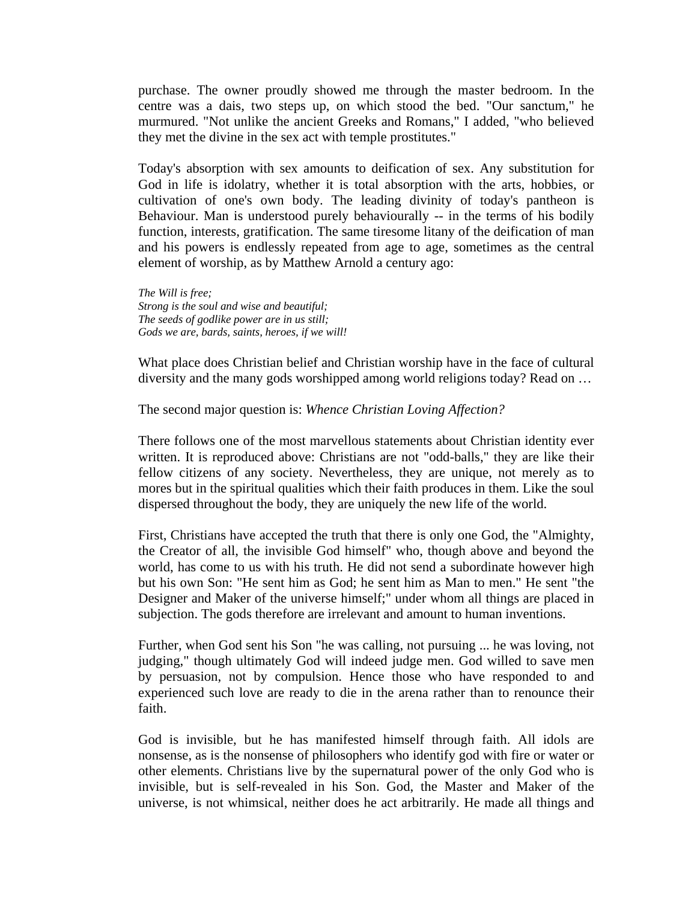purchase. The owner proudly showed me through the master bedroom. In the centre was a dais, two steps up, on which stood the bed. "Our sanctum," he murmured. "Not unlike the ancient Greeks and Romans," I added, "who believed they met the divine in the sex act with temple prostitutes."

Today's absorption with sex amounts to deification of sex. Any substitution for God in life is idolatry, whether it is total absorption with the arts, hobbies, or cultivation of one's own body. The leading divinity of today's pantheon is Behaviour. Man is understood purely behaviourally -- in the terms of his bodily function, interests, gratification. The same tiresome litany of the deification of man and his powers is endlessly repeated from age to age, sometimes as the central element of worship, as by Matthew Arnold a century ago:

*The Will is free;*
*Strong is the soul and wise and beautiful;*
*The seeds of godlike power are in us still;*
*Gods we are, bards, saints, heroes, if we will!*

What place does Christian belief and Christian worship have in the face of cultural diversity and the many gods worshipped among world religions today? Read on …

The second major question is: *Whence Christian Loving Affection?*

There follows one of the most marvellous statements about Christian identity ever written. It is reproduced above: Christians are not "odd-balls," they are like their fellow citizens of any society. Nevertheless, they are unique, not merely as to mores but in the spiritual qualities which their faith produces in them. Like the soul dispersed throughout the body, they are uniquely the new life of the world.

First, Christians have accepted the truth that there is only one God, the "Almighty, the Creator of all, the invisible God himself" who, though above and beyond the world, has come to us with his truth. He did not send a subordinate however high but his own Son: "He sent him as God; he sent him as Man to men." He sent "the Designer and Maker of the universe himself;" under whom all things are placed in subjection. The gods therefore are irrelevant and amount to human inventions.

Further, when God sent his Son "he was calling, not pursuing ... he was loving, not judging," though ultimately God will indeed judge men. God willed to save men by persuasion, not by compulsion. Hence those who have responded to and experienced such love are ready to die in the arena rather than to renounce their faith.

God is invisible, but he has manifested himself through faith. All idols are nonsense, as is the nonsense of philosophers who identify god with fire or water or other elements. Christians live by the supernatural power of the only God who is invisible, but is self-revealed in his Son. God, the Master and Maker of the universe, is not whimsical, neither does he act arbitrarily. He made all things and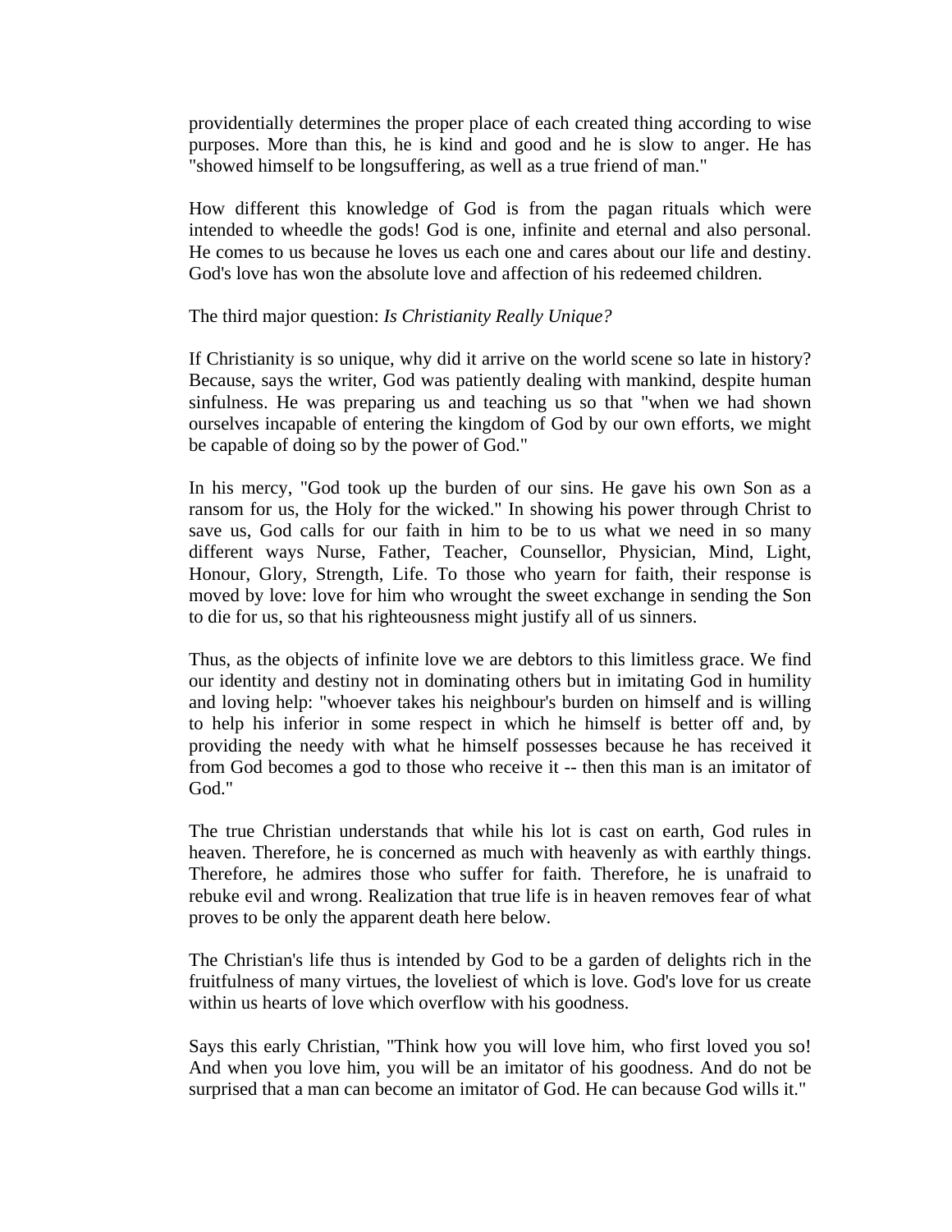providentially determines the proper place of each created thing according to wise purposes. More than this, he is kind and good and he is slow to anger. He has "showed himself to be longsuffering, as well as a true friend of man."

How different this knowledge of God is from the pagan rituals which were intended to wheedle the gods! God is one, infinite and eternal and also personal. He comes to us because he loves us each one and cares about our life and destiny. God's love has won the absolute love and affection of his redeemed children.

The third major question: *Is Christianity Really Unique?*

If Christianity is so unique, why did it arrive on the world scene so late in history? Because, says the writer, God was patiently dealing with mankind, despite human sinfulness. He was preparing us and teaching us so that "when we had shown ourselves incapable of entering the kingdom of God by our own efforts, we might be capable of doing so by the power of God."

In his mercy, "God took up the burden of our sins. He gave his own Son as a ransom for us, the Holy for the wicked." In showing his power through Christ to save us, God calls for our faith in him to be to us what we need in so many different ways Nurse, Father, Teacher, Counsellor, Physician, Mind, Light, Honour, Glory, Strength, Life. To those who yearn for faith, their response is moved by love: love for him who wrought the sweet exchange in sending the Son to die for us, so that his righteousness might justify all of us sinners.

Thus, as the objects of infinite love we are debtors to this limitless grace. We find our identity and destiny not in dominating others but in imitating God in humility and loving help: "whoever takes his neighbour's burden on himself and is willing to help his inferior in some respect in which he himself is better off and, by providing the needy with what he himself possesses because he has received it from God becomes a god to those who receive it -- then this man is an imitator of God."

The true Christian understands that while his lot is cast on earth, God rules in heaven. Therefore, he is concerned as much with heavenly as with earthly things. Therefore, he admires those who suffer for faith. Therefore, he is unafraid to rebuke evil and wrong. Realization that true life is in heaven removes fear of what proves to be only the apparent death here below.

The Christian's life thus is intended by God to be a garden of delights rich in the fruitfulness of many virtues, the loveliest of which is love. God's love for us create within us hearts of love which overflow with his goodness.

Says this early Christian, "Think how you will love him, who first loved you so! And when you love him, you will be an imitator of his goodness. And do not be surprised that a man can become an imitator of God. He can because God wills it."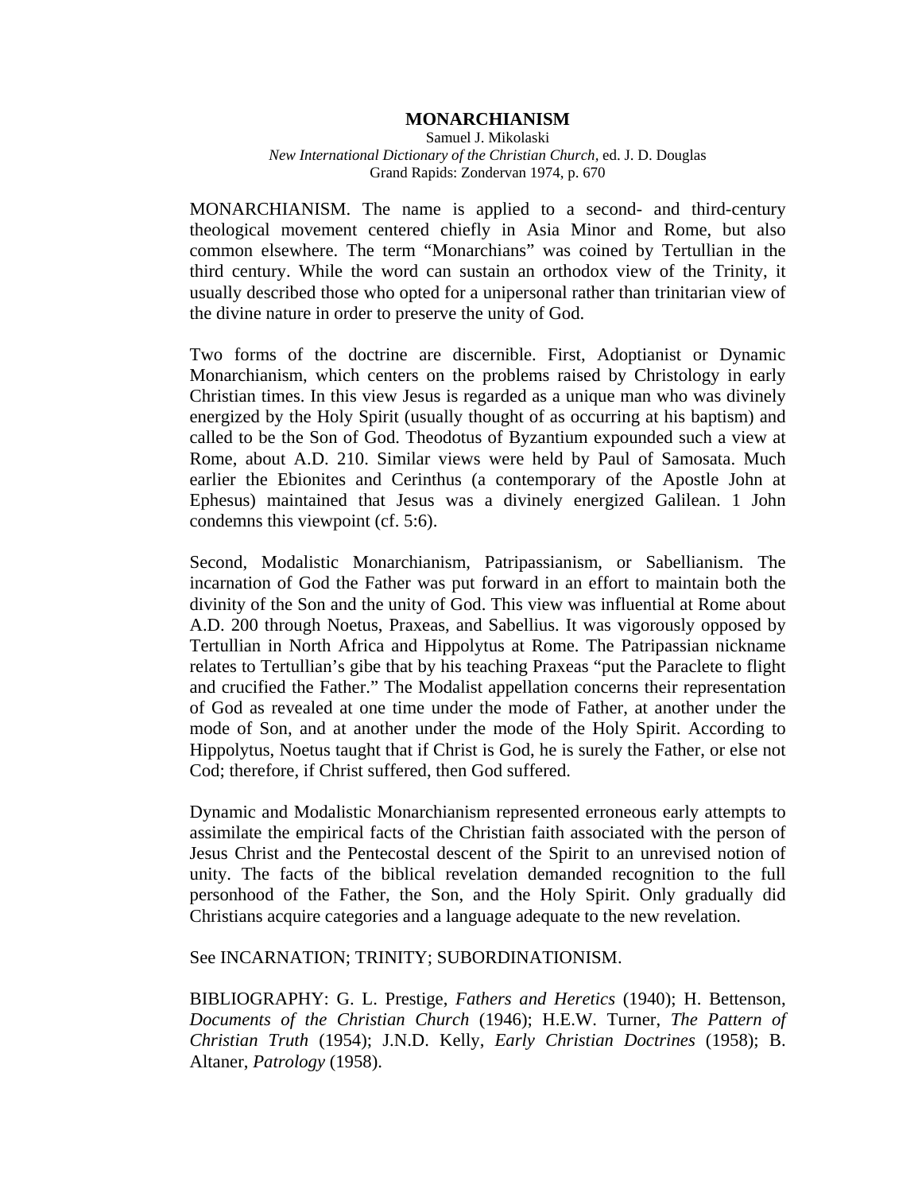# MONARCHIANISM

Samuel J. Mikolaski
*New International Dictionary of the Christian Church*, ed. J. D. Douglas
Grand Rapids: Zondervan 1974, p. 670

MONARCHIANISM. The name is applied to a second- and third-century theological movement centered chiefly in Asia Minor and Rome, but also common elsewhere. The term "Monarchians" was coined by Tertullian in the third century. While the word can sustain an orthodox view of the Trinity, it usually described those who opted for a unipersonal rather than trinitarian view of the divine nature in order to preserve the unity of God.

Two forms of the doctrine are discernible. First, Adoptianist or Dynamic Monarchianism, which centers on the problems raised by Christology in early Christian times. In this view Jesus is regarded as a unique man who was divinely energized by the Holy Spirit (usually thought of as occurring at his baptism) and called to be the Son of God. Theodotus of Byzantium expounded such a view at Rome, about A.D. 210. Similar views were held by Paul of Samosata. Much earlier the Ebionites and Cerinthus (a contemporary of the Apostle John at Ephesus) maintained that Jesus was a divinely energized Galilean. 1 John condemns this viewpoint (cf. 5:6).

Second, Modalistic Monarchianism, Patripassianism, or Sabellianism. The incarnation of God the Father was put forward in an effort to maintain both the divinity of the Son and the unity of God. This view was influential at Rome about A.D. 200 through Noetus, Praxeas, and Sabellius. It was vigorously opposed by Tertullian in North Africa and Hippolytus at Rome. The Patripassian nickname relates to Tertullian's gibe that by his teaching Praxeas "put the Paraclete to flight and crucified the Father." The Modalist appellation concerns their representation of God as revealed at one time under the mode of Father, at another under the mode of Son, and at another under the mode of the Holy Spirit. According to Hippolytus, Noetus taught that if Christ is God, he is surely the Father, or else not Cod; therefore, if Christ suffered, then God suffered.

Dynamic and Modalistic Monarchianism represented erroneous early attempts to assimilate the empirical facts of the Christian faith associated with the person of Jesus Christ and the Pentecostal descent of the Spirit to an unrevised notion of unity. The facts of the biblical revelation demanded recognition to the full personhood of the Father, the Son, and the Holy Spirit. Only gradually did Christians acquire categories and a language adequate to the new revelation.

See INCARNATION; TRINITY; SUBORDINATIONISM.

BIBLIOGRAPHY: G. L. Prestige, *Fathers and Heretics* (1940); H. Bettenson, *Documents of the Christian Church* (1946); H.E.W. Turner, *The Pattern of Christian Truth* (1954); J.N.D. Kelly, *Early Christian Doctrines* (1958); B. Altaner, *Patrology* (1958).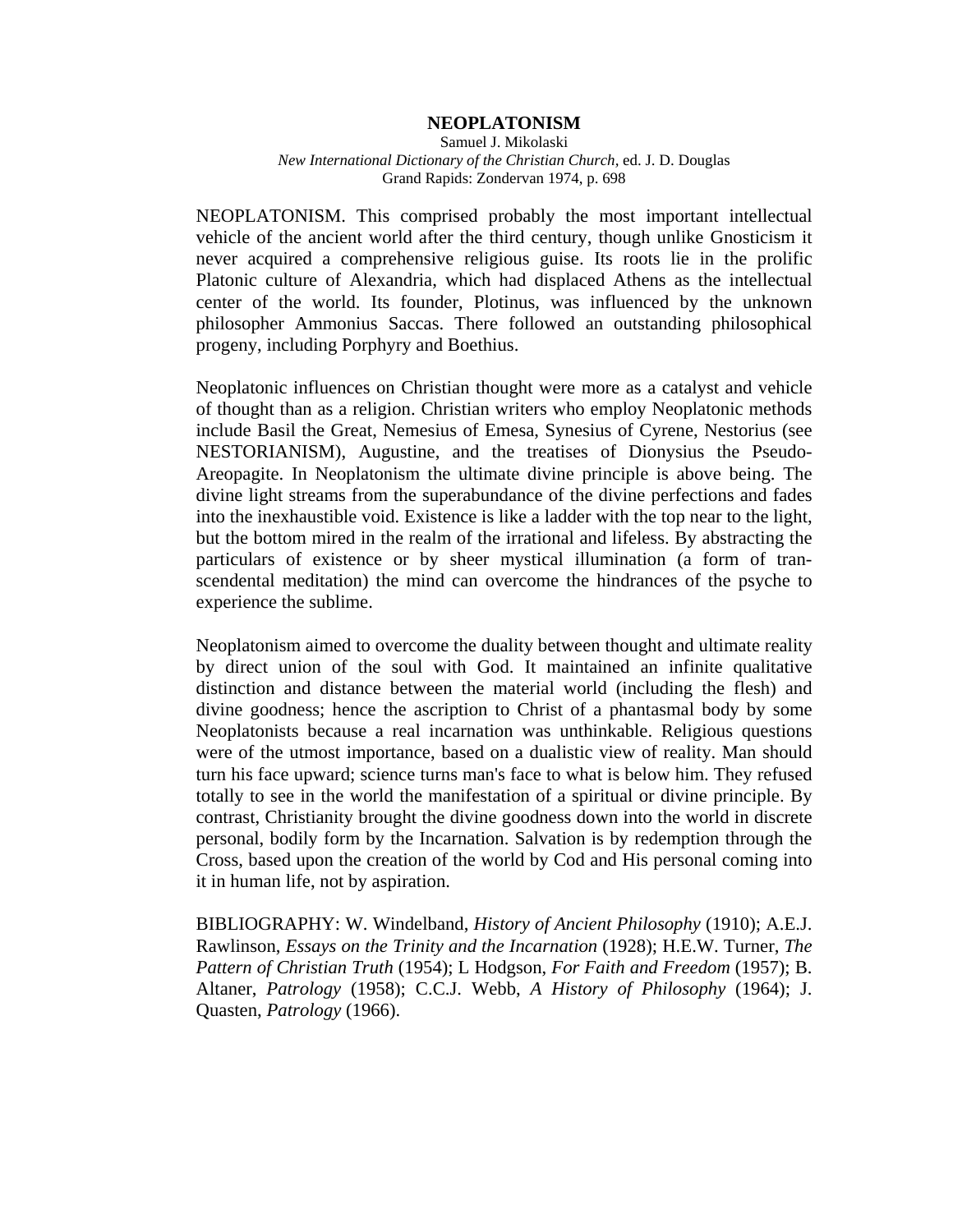# NEOPLATONISM

Samuel J. Mikolaski
*New International Dictionary of the Christian Church*, ed. J. D. Douglas
Grand Rapids: Zondervan 1974, p. 698

NEOPLATONISM. This comprised probably the most important intellectual vehicle of the ancient world after the third century, though unlike Gnosticism it never acquired a comprehensive religious guise. Its roots lie in the prolific Platonic culture of Alexandria, which had displaced Athens as the intellectual center of the world. Its founder, Plotinus, was influenced by the unknown philosopher Ammonius Saccas. There followed an outstanding philosophical progeny, including Porphyry and Boethius.

Neoplatonic influences on Christian thought were more as a catalyst and vehicle of thought than as a religion. Christian writers who employ Neoplatonic methods include Basil the Great, Nemesius of Emesa, Synesius of Cyrene, Nestorius (see NESTORIANISM), Augustine, and the treatises of Dionysius the Pseudo-Areopagite. In Neoplatonism the ultimate divine principle is above being. The divine light streams from the superabundance of the divine perfections and fades into the inexhaustible void. Existence is like a ladder with the top near to the light, but the bottom mired in the realm of the irrational and lifeless. By abstracting the particulars of existence or by sheer mystical illumination (a form of transcendental meditation) the mind can overcome the hindrances of the psyche to experience the sublime.

Neoplatonism aimed to overcome the duality between thought and ultimate reality by direct union of the soul with God. It maintained an infinite qualitative distinction and distance between the material world (including the flesh) and divine goodness; hence the ascription to Christ of a phantasmal body by some Neoplatonists because a real incarnation was unthinkable. Religious questions were of the utmost importance, based on a dualistic view of reality. Man should turn his face upward; science turns man's face to what is below him. They refused totally to see in the world the manifestation of a spiritual or divine principle. By contrast, Christianity brought the divine goodness down into the world in discrete personal, bodily form by the Incarnation. Salvation is by redemption through the Cross, based upon the creation of the world by Cod and His personal coming into it in human life, not by aspiration.

BIBLIOGRAPHY: W. Windelband, *History of Ancient Philosophy* (1910); A.E.J. Rawlinson, *Essays on the Trinity and the Incarnation* (1928); H.E.W. Turner, *The Pattern of Christian Truth* (1954); L Hodgson, *For Faith and Freedom* (1957); B. Altaner, *Patrology* (1958); C.C.J. Webb, *A History of Philosophy* (1964); J. Quasten, *Patrology* (1966).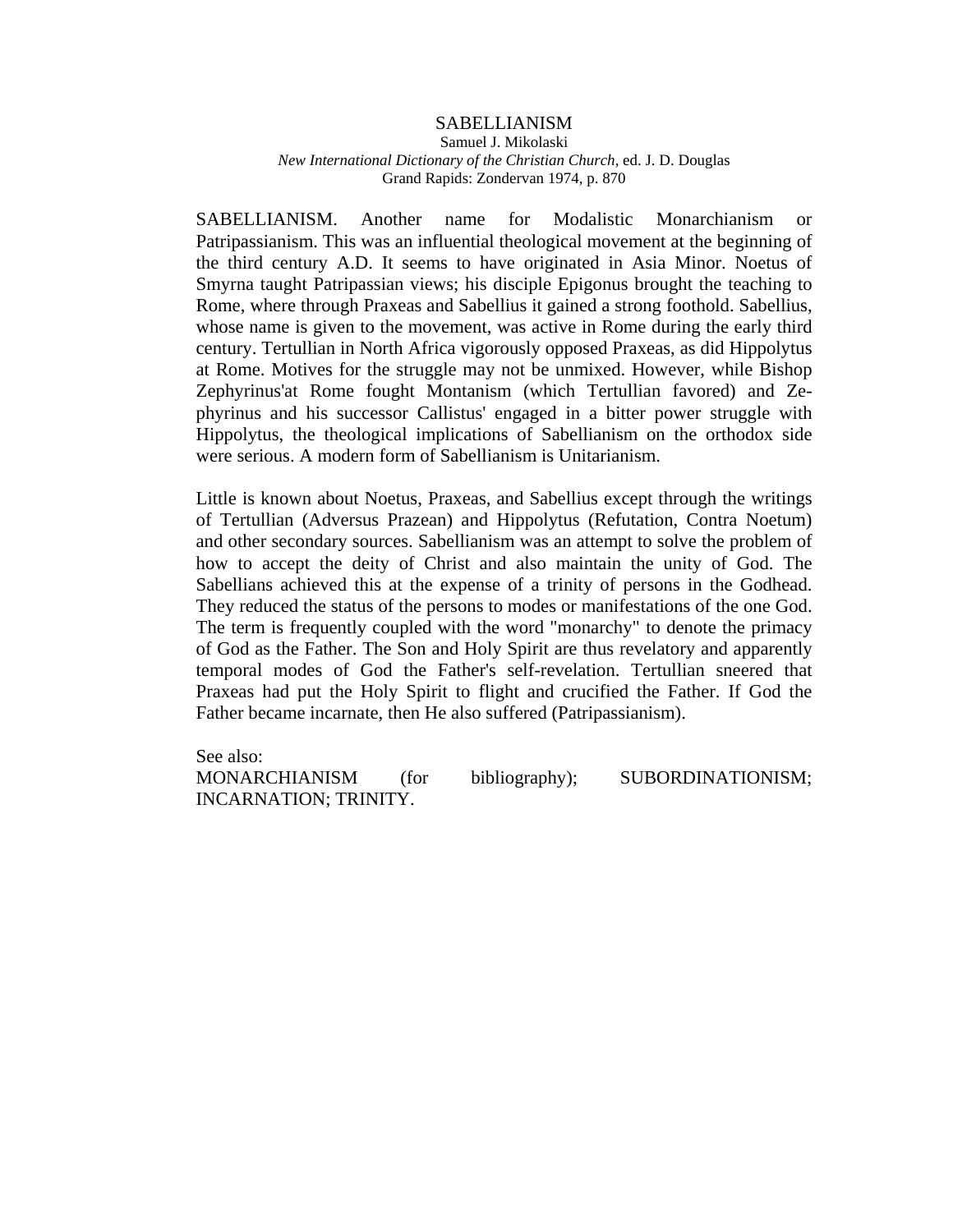# SABELLIANISM

Samuel J. Mikolaski

*New International Dictionary of the Christian Church*, ed. J. D. Douglas

Grand Rapids: Zondervan 1974, p. 870

SABELLIANISM. Another name for Modalistic Monarchianism or Patripassianism. This was an influential theological movement at the beginning of the third century A.D. It seems to have originated in Asia Minor. Noetus of Smyrna taught Patripassian views; his disciple Epigonus brought the teaching to Rome, where through Praxeas and Sabellius it gained a strong foothold. Sabellius, whose name is given to the movement, was active in Rome during the early third century. Tertullian in North Africa vigorously opposed Praxeas, as did Hippolytus at Rome. Motives for the struggle may not be unmixed. However, while Bishop Zephyrinus'at Rome fought Montanism (which Tertullian favored) and Zephyrinus and his successor Callistus' engaged in a bitter power struggle with Hippolytus, the theological implications of Sabellianism on the orthodox side were serious. A modern form of Sabellianism is Unitarianism.

Little is known about Noetus, Praxeas, and Sabellius except through the writings of Tertullian (Adversus Prazean) and Hippolytus (Refutation, Contra Noetum) and other secondary sources. Sabellianism was an attempt to solve the problem of how to accept the deity of Christ and also maintain the unity of God. The Sabellians achieved this at the expense of a trinity of persons in the Godhead. They reduced the status of the persons to modes or manifestations of the one God. The term is frequently coupled with the word "monarchy" to denote the primacy of God as the Father. The Son and Holy Spirit are thus revelatory and apparently temporal modes of God the Father's self-revelation. Tertullian sneered that Praxeas had put the Holy Spirit to flight and crucified the Father. If God the Father became incarnate, then He also suffered (Patripassianism).

See also:
MONARCHIANISM (for bibliography); SUBORDINATIONISM; INCARNATION; TRINITY.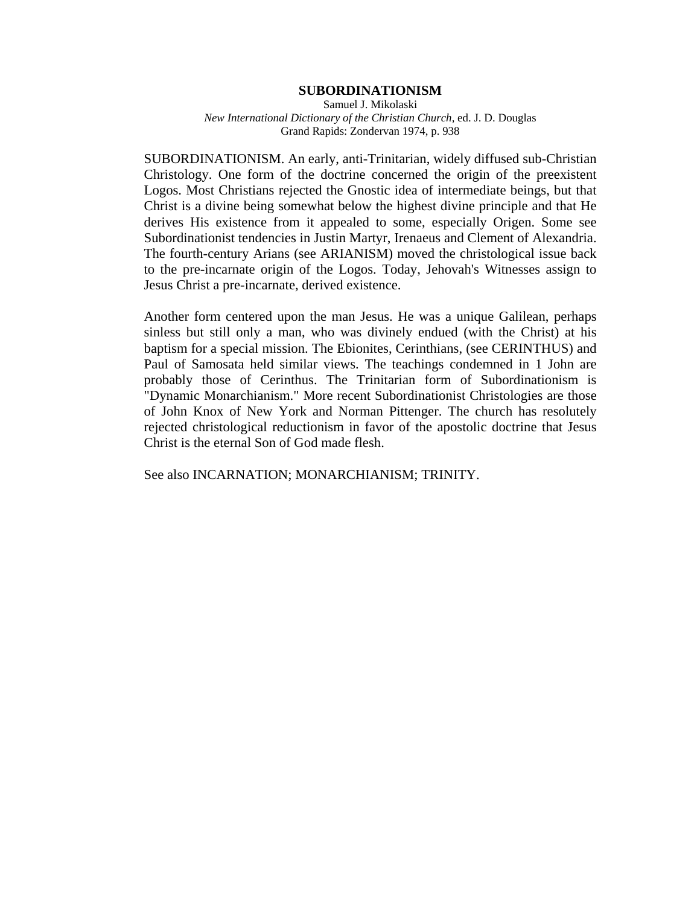# SUBORDINATIONISM

Samuel J. Mikolaski

*New International Dictionary of the Christian Church*, ed. J. D. Douglas

Grand Rapids: Zondervan 1974, p. 938

SUBORDINATIONISM. An early, anti-Trinitarian, widely diffused sub-Christian Christology. One form of the doctrine concerned the origin of the preexistent Logos. Most Christians rejected the Gnostic idea of intermediate beings, but that Christ is a divine being somewhat below the highest divine principle and that He derives His existence from it appealed to some, especially Origen. Some see Subordinationist tendencies in Justin Martyr, Irenaeus and Clement of Alexandria. The fourth-century Arians (see ARIANISM) moved the christological issue back to the pre-incarnate origin of the Logos. Today, Jehovah's Witnesses assign to Jesus Christ a pre-incarnate, derived existence.

Another form centered upon the man Jesus. He was a unique Galilean, perhaps sinless but still only a man, who was divinely endued (with the Christ) at his baptism for a special mission. The Ebionites, Cerinthians, (see CERINTHUS) and Paul of Samosata held similar views. The teachings condemned in 1 John are probably those of Cerinthus. The Trinitarian form of Subordinationism is "Dynamic Monarchianism." More recent Subordinationist Christologies are those of John Knox of New York and Norman Pittenger. The church has resolutely rejected christological reductionism in favor of the apostolic doctrine that Jesus Christ is the eternal Son of God made flesh.

See also INCARNATION; MONARCHIANISM; TRINITY.